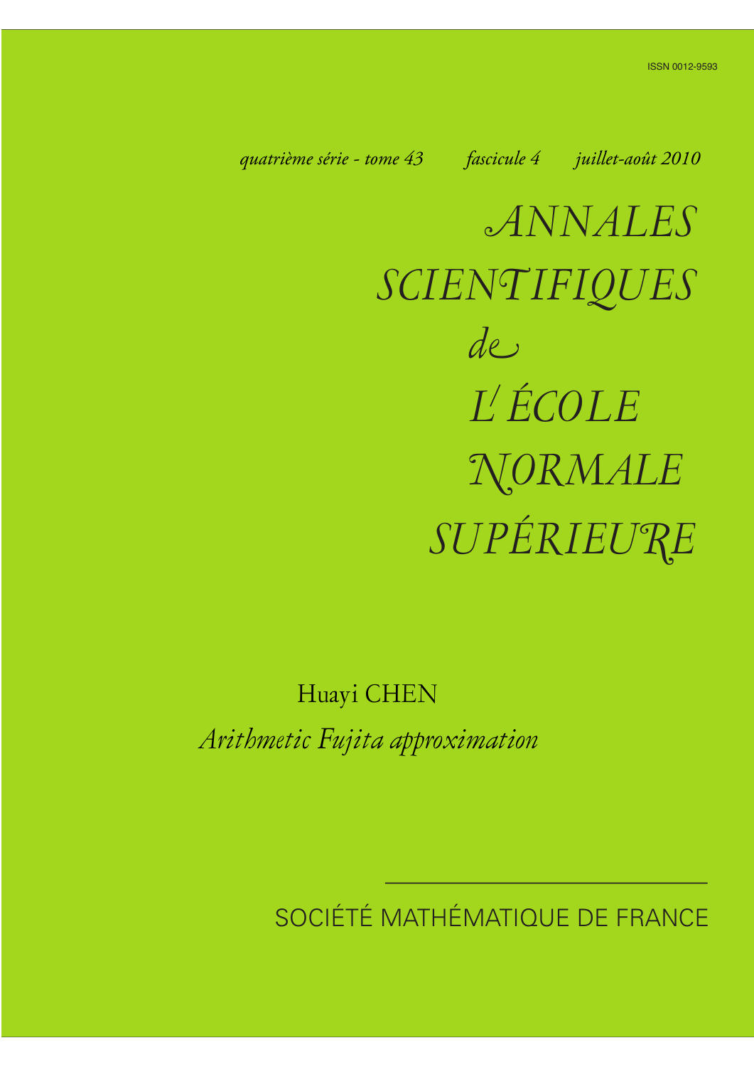ISSN 0012-9593

*quatrième série - tome 43* *fascicule 4* *juillet-août 2010*

# *ANNALES SCIENTIFIQUES de L'ÉCOLE NORMALE SUPÉRIEURE*

Huayi CHEN

*Arithmetic Fujita approximation*

SOCIÉTÉ MATHÉMATIQUE DE FRANCE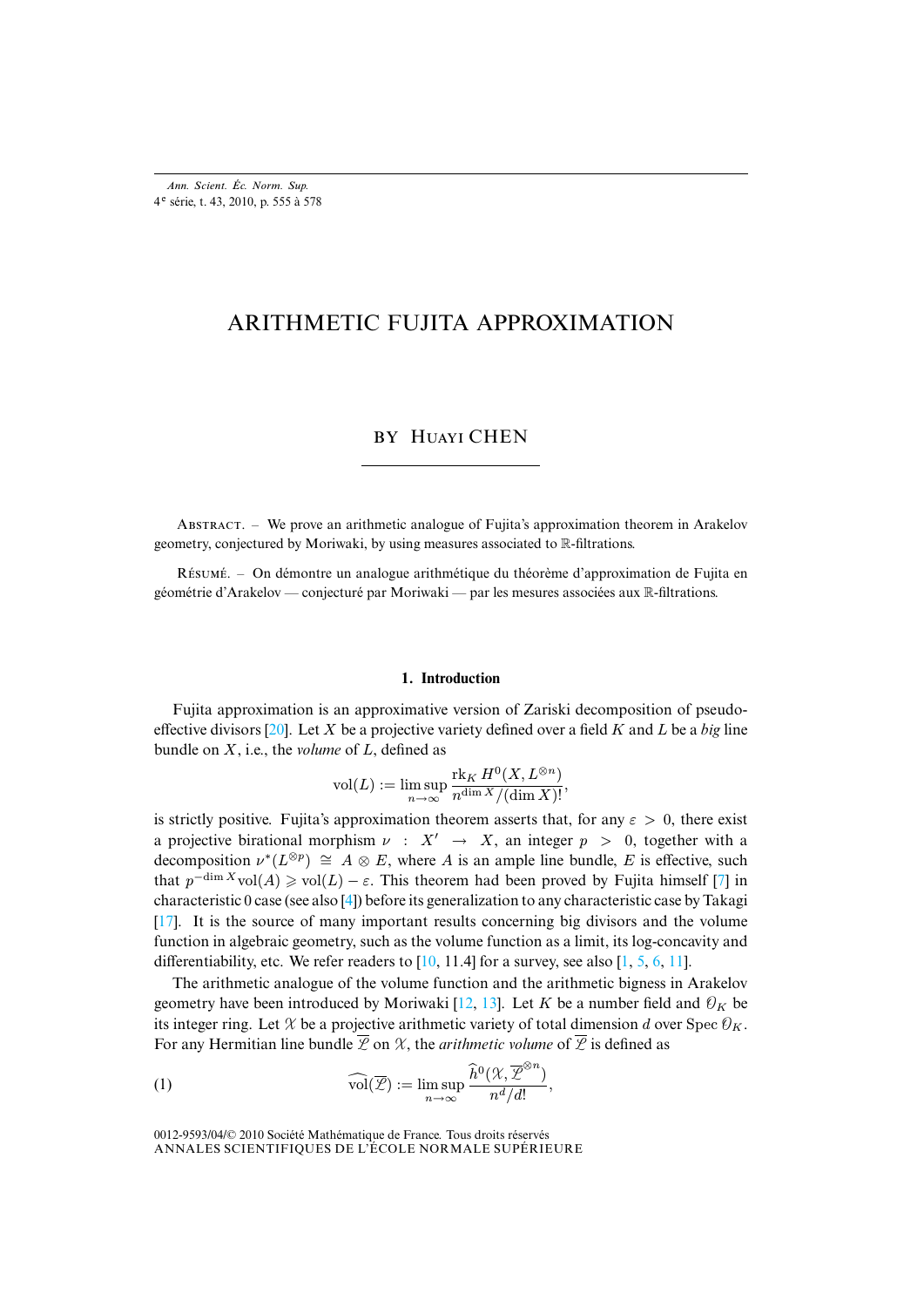# ARITHMETIC FUJITA APPROXIMATION

BY HUAYI CHEN

ABSTRACT. – We prove an arithmetic analogue of Fujita's approximation theorem in Arakelov geometry, conjectured by Moriwaki, by using measures associated to $\mathbb{R}$-filtrations.

RÉSUMÉ. – On démontre un analogue arithmétique du théorème d'approximation de Fujita en géométrie d'Arakelov — conjecturé par Moriwaki — par les mesures associées aux $\mathbb{R}$-filtrations.

## 1. Introduction

Fujita approximation is an approximative version of Zariski decomposition of pseudo-effective divisors [20]. Let $X$ be a projective variety defined over a field $K$ and $L$ be a *big* line bundle on $X$, i.e., the *volume* of $L$, defined as

$$\operatorname{vol}(L) := \limsup_{n\to\infty} \frac{\operatorname{rk}_K H^0(X, L^{\otimes n})}{n^{\dim X}/(\dim X)!},$$

is strictly positive. Fujita's approximation theorem asserts that, for any $\varepsilon > 0$, there exist a projective birational morphism $\nu : X' \to X$, an integer $p > 0$, together with a decomposition $\nu^*(L^{\otimes p}) \cong A \otimes E$, where $A$ is an ample line bundle, $E$ is effective, such that $p^{-\dim X}\operatorname{vol}(A) \geqslant \operatorname{vol}(L) - \varepsilon$. This theorem had been proved by Fujita himself [7] in characteristic 0 case (see also [4]) before its generalization to any characteristic case by Takagi [17]. It is the source of many important results concerning big divisors and the volume function in algebraic geometry, such as the volume function as a limit, its log-concavity and differentiability, etc. We refer readers to [10, 11.4] for a survey, see also [1, 5, 6, 11].

The arithmetic analogue of the volume function and the arithmetic bigness in Arakelov geometry have been introduced by Moriwaki [12, 13]. Let $K$ be a number field and $\mathcal{O}_K$ be its integer ring. Let $\mathscr{X}$ be a projective arithmetic variety of total dimension $d$ over $\operatorname{Spec}\mathcal{O}_K$. For any Hermitian line bundle $\overline{\mathscr{L}}$ on $\mathscr{X}$, the *arithmetic volume* of $\overline{\mathscr{L}}$ is defined as

$$\widehat{\operatorname{vol}}(\overline{\mathscr{L}}) := \limsup_{n\to\infty} \frac{\widehat{h}^0(\mathscr{X}, \overline{\mathscr{L}}^{\otimes n})}{n^d/d!}, \tag{1}$$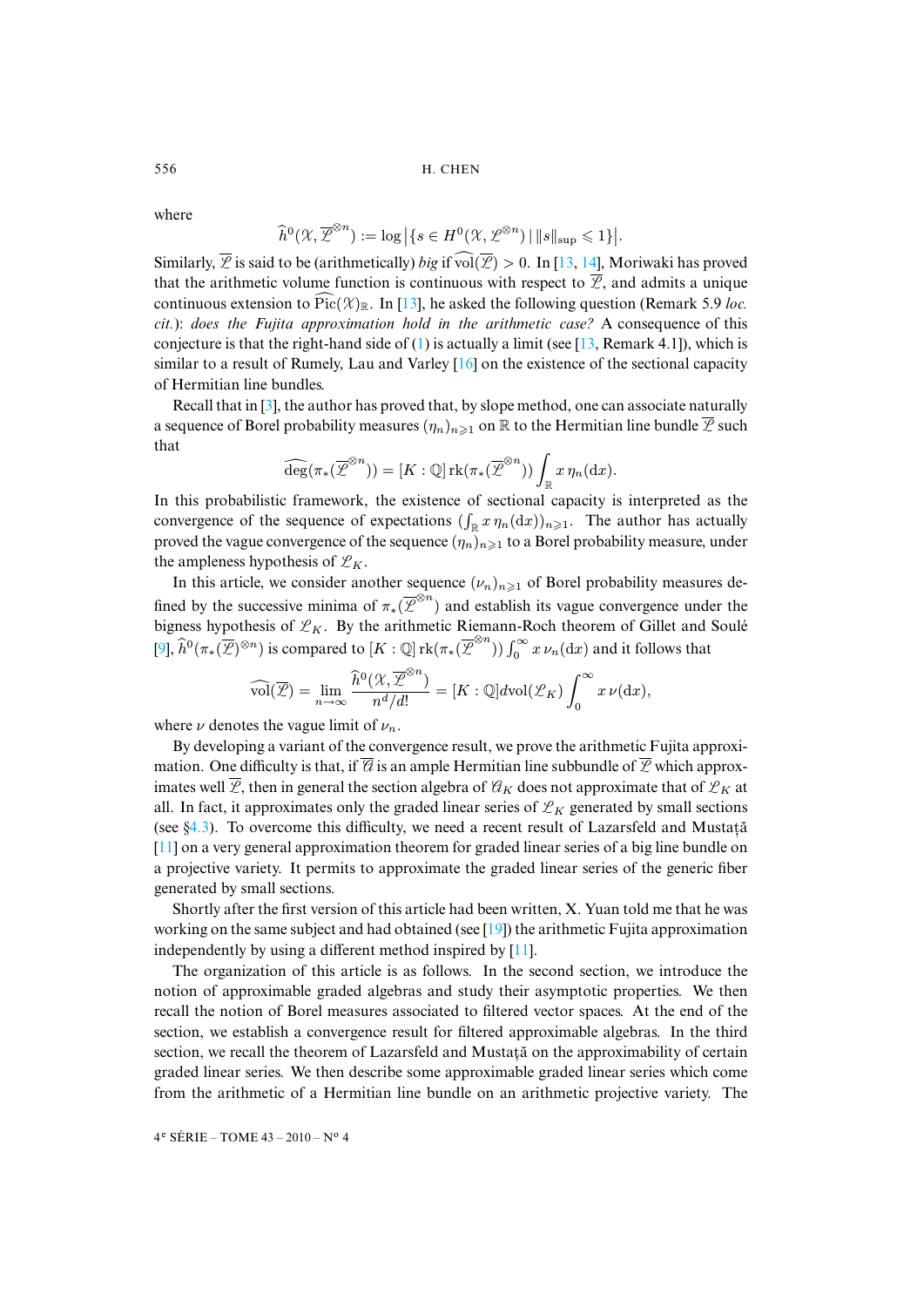where

$$\widehat{h}^0(\mathscr{X}, \overline{\mathscr{L}}^{\otimes n}) := \log \left|\{s \in H^0(\mathscr{X}, \mathscr{L}^{\otimes n}) \mid \|s\|_{\sup} \leqslant 1\}\right|.$$

Similarly, $\overline{\mathscr{L}}$ is said to be (arithmetically) *big* if $\widehat{\mathrm{vol}}(\overline{\mathscr{L}}) > 0$. In [13, 14], Moriwaki has proved that the arithmetic volume function is continuous with respect to $\overline{\mathscr{L}}$, and admits a unique continuous extension to $\widehat{\mathrm{Pic}}(\mathscr{X})_{\mathbb{R}}$. In [13], he asked the following question (Remark 5.9 *loc. cit.*): *does the Fujita approximation hold in the arithmetic case?* A consequence of this conjecture is that the right-hand side of (1) is actually a limit (see [13, Remark 4.1]), which is similar to a result of Rumely, Lau and Varley [16] on the existence of the sectional capacity of Hermitian line bundles.

Recall that in [3], the author has proved that, by slope method, one can associate naturally a sequence of Borel probability measures $(\eta_n)_{n\geqslant 1}$ on $\mathbb{R}$ to the Hermitian line bundle $\overline{\mathscr{L}}$ such that

$$\widehat{\deg}(\pi_*(\overline{\mathscr{L}}^{\otimes n})) = [K:\mathbb{Q}]\,\mathrm{rk}(\pi_*(\overline{\mathscr{L}}^{\otimes n}))\int_{\mathbb{R}} x\,\eta_n(\mathrm{d}x).$$

In this probabilistic framework, the existence of sectional capacity is interpreted as the convergence of the sequence of expectations $(\int_{\mathbb{R}} x\,\eta_n(\mathrm{d}x))_{n\geqslant 1}$. The author has actually proved the vague convergence of the sequence $(\eta_n)_{n\geqslant 1}$ to a Borel probability measure, under the ampleness hypothesis of $\mathscr{L}_K$.

In this article, we consider another sequence $(\nu_n)_{n\geqslant 1}$ of Borel probability measures defined by the successive minima of $\pi_*(\overline{\mathscr{L}}^{\otimes n})$ and establish its vague convergence under the bigness hypothesis of $\mathscr{L}_K$. By the arithmetic Riemann-Roch theorem of Gillet and Soulé [9], $\widehat{h}^0(\pi_*(\overline{\mathscr{L}})^{\otimes n})$ is compared to $[K:\mathbb{Q}]\,\mathrm{rk}(\pi_*(\overline{\mathscr{L}}^{\otimes n}))\int_0^\infty x\,\nu_n(\mathrm{d}x)$ and it follows that

$$\widehat{\mathrm{vol}}(\overline{\mathscr{L}}) = \lim_{n\to\infty}\frac{\widehat{h}^0(\mathscr{X}, \overline{\mathscr{L}}^{\otimes n})}{n^d/d!} = [K:\mathbb{Q}]d\mathrm{vol}(\mathscr{L}_K)\int_0^\infty x\,\nu(\mathrm{d}x),$$

where $\nu$ denotes the vague limit of $\nu_n$.

By developing a variant of the convergence result, we prove the arithmetic Fujita approximation. One difficulty is that, if $\overline{\mathscr{A}}$ is an ample Hermitian line subbundle of $\overline{\mathscr{L}}$ which approximates well $\overline{\mathscr{L}}$, then in general the section algebra of $\mathscr{A}_K$ does not approximate that of $\mathscr{L}_K$ at all. In fact, it approximates only the graded linear series of $\mathscr{L}_K$ generated by small sections (see §4.3). To overcome this difficulty, we need a recent result of Lazarsfeld and Mustaţă [11] on a very general approximation theorem for graded linear series of a big line bundle on a projective variety. It permits to approximate the graded linear series of the generic fiber generated by small sections.

Shortly after the first version of this article had been written, X. Yuan told me that he was working on the same subject and had obtained (see [19]) the arithmetic Fujita approximation independently by using a different method inspired by [11].

The organization of this article is as follows. In the second section, we introduce the notion of approximable graded algebras and study their asymptotic properties. We then recall the notion of Borel measures associated to filtered vector spaces. At the end of the section, we establish a convergence result for filtered approximable algebras. In the third section, we recall the theorem of Lazarsfeld and Mustaţă on the approximability of certain graded linear series. We then describe some approximable graded linear series which come from the arithmetic of a Hermitian line bundle on an arithmetic projective variety. The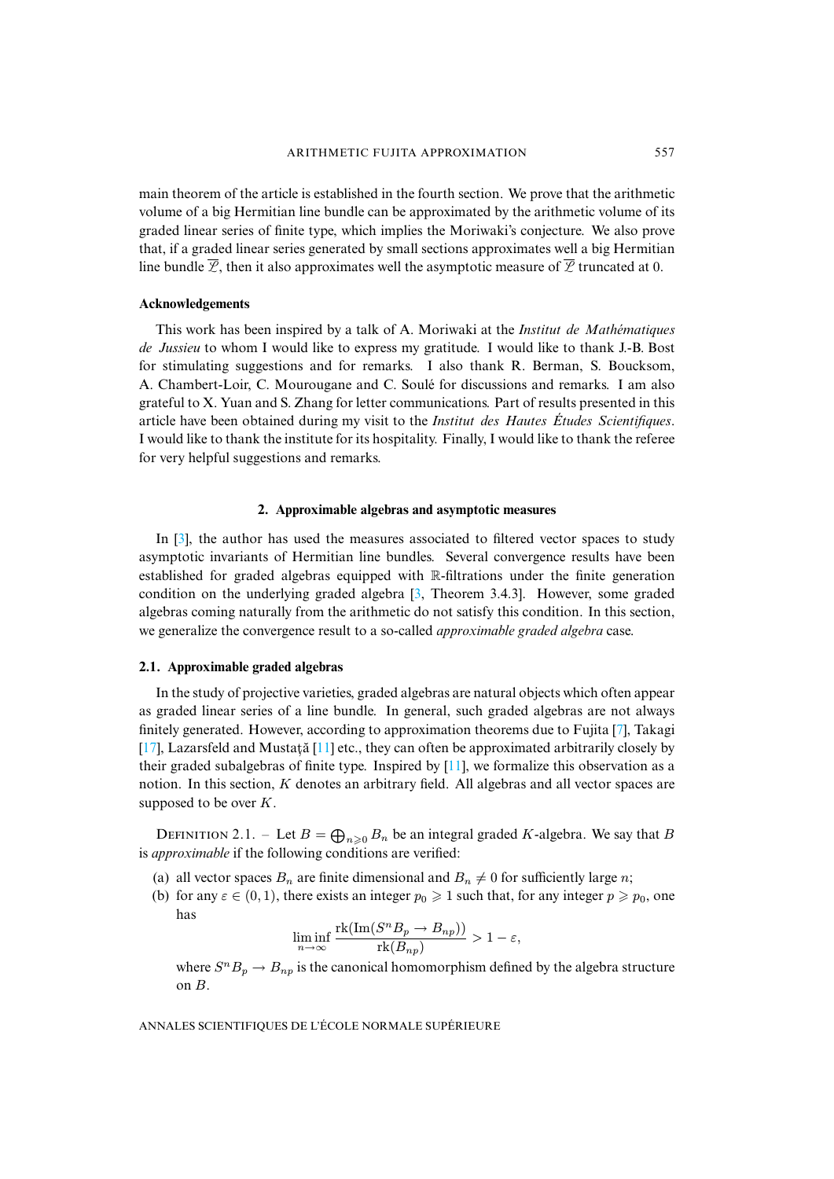main theorem of the article is established in the fourth section. We prove that the arithmetic volume of a big Hermitian line bundle can be approximated by the arithmetic volume of its graded linear series of finite type, which implies the Moriwaki's conjecture. We also prove that, if a graded linear series generated by small sections approximates well a big Hermitian line bundle $\overline{\mathscr{L}}$, then it also approximates well the asymptotic measure of $\overline{\mathscr{L}}$ truncated at 0.

### Acknowledgements

This work has been inspired by a talk of A. Moriwaki at the *Institut de Mathématiques de Jussieu* to whom I would like to express my gratitude. I would like to thank J.-B. Bost for stimulating suggestions and for remarks. I also thank R. Berman, S. Boucksom, A. Chambert-Loir, C. Mourougane and C. Soulé for discussions and remarks. I am also grateful to X. Yuan and S. Zhang for letter communications. Part of results presented in this article have been obtained during my visit to the *Institut des Hautes Études Scientifiques*. I would like to thank the institute for its hospitality. Finally, I would like to thank the referee for very helpful suggestions and remarks.

## 2. Approximable algebras and asymptotic measures

In [3], the author has used the measures associated to filtered vector spaces to study asymptotic invariants of Hermitian line bundles. Several convergence results have been established for graded algebras equipped with $\mathbb{R}$-filtrations under the finite generation condition on the underlying graded algebra [3, Theorem 3.4.3]. However, some graded algebras coming naturally from the arithmetic do not satisfy this condition. In this section, we generalize the convergence result to a so-called *approximable graded algebra* case.

### 2.1. Approximable graded algebras

In the study of projective varieties, graded algebras are natural objects which often appear as graded linear series of a line bundle. In general, such graded algebras are not always finitely generated. However, according to approximation theorems due to Fujita [7], Takagi [17], Lazarsfeld and Mustaţă [11] etc., they can often be approximated arbitrarily closely by their graded subalgebras of finite type. Inspired by [11], we formalize this observation as a notion. In this section, $K$ denotes an arbitrary field. All algebras and all vector spaces are supposed to be over $K$.

Definition 2.1. – Let $B=\bigoplus_{n\geqslant 0}B_n$ be an integral graded $K$-algebra. We say that $B$ is *approximable* if the following conditions are verified:

(a) all vector spaces $B_n$ are finite dimensional and $B_n\neq 0$ for sufficiently large $n$;

(b) for any $\varepsilon\in(0,1)$, there exists an integer $p_0\geqslant 1$ such that, for any integer $p\geqslant p_0$, one has
$$\liminf_{n\to\infty}\frac{\mathrm{rk}(\mathrm{Im}(S^nB_p\to B_{np}))}{\mathrm{rk}(B_{np})}>1-\varepsilon,$$
where $S^nB_p\to B_{np}$ is the canonical homomorphism defined by the algebra structure on $B$.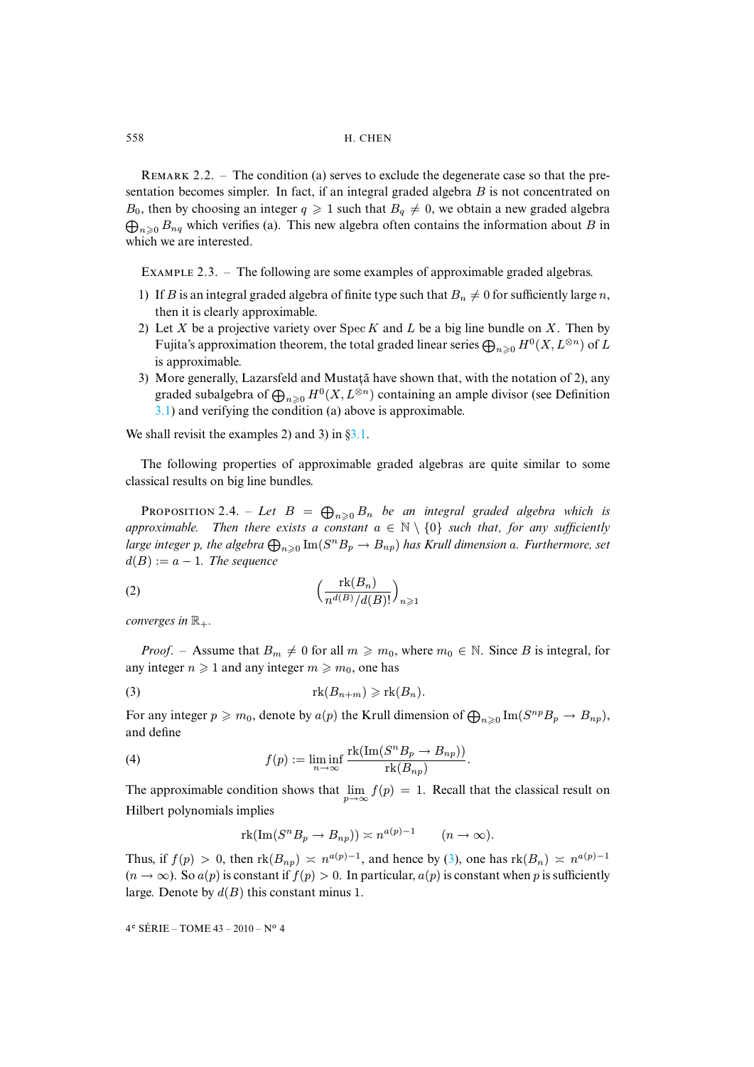REMARK 2.2. – The condition (a) serves to exclude the degenerate case so that the presentation becomes simpler. In fact, if an integral graded algebra $B$ is not concentrated on $B_0$, then by choosing an integer $q \geqslant 1$ such that $B_q \neq 0$, we obtain a new graded algebra $\bigoplus_{n\geqslant 0} B_{nq}$ which verifies (a). This new algebra often contains the information about $B$ in which we are interested.

EXAMPLE 2.3. – The following are some examples of approximable graded algebras.

1) If $B$ is an integral graded algebra of finite type such that $B_n \neq 0$ for sufficiently large $n$, then it is clearly approximable.
2) Let $X$ be a projective variety over $\operatorname{Spec} K$ and $L$ be a big line bundle on $X$. Then by Fujita's approximation theorem, the total graded linear series $\bigoplus_{n\geqslant 0} H^0(X, L^{\otimes n})$ of $L$ is approximable.
3) More generally, Lazarsfeld and Mustaţă have shown that, with the notation of 2), any graded subalgebra of $\bigoplus_{n\geqslant 0} H^0(X, L^{\otimes n})$ containing an ample divisor (see Definition 3.1) and verifying the condition (a) above is approximable.

We shall revisit the examples 2) and 3) in §3.1.

The following properties of approximable graded algebras are quite similar to some classical results on big line bundles.

PROPOSITION 2.4. – *Let $B = \bigoplus_{n\geqslant 0} B_n$ be an integral graded algebra which is approximable. Then there exists a constant $a \in \mathbb{N}\setminus\{0\}$ such that, for any sufficiently large integer $p$, the algebra $\bigoplus_{n\geqslant 0} \operatorname{Im}(S^n B_p \to B_{np})$ has Krull dimension $a$. Furthermore, set $d(B) := a - 1$. The sequence*

$$\left(\frac{\operatorname{rk}(B_n)}{n^{d(B)}/d(B)!}\right)_{n\geqslant 1} \tag{2}$$

*converges in $\mathbb{R}_+$.*

*Proof.* – Assume that $B_m \neq 0$ for all $m \geqslant m_0$, where $m_0 \in \mathbb{N}$. Since $B$ is integral, for any integer $n \geqslant 1$ and any integer $m \geqslant m_0$, one has

$$\operatorname{rk}(B_{n+m}) \geqslant \operatorname{rk}(B_n). \tag{3}$$

For any integer $p \geqslant m_0$, denote by $a(p)$ the Krull dimension of $\bigoplus_{n\geqslant 0} \operatorname{Im}(S^{np} B_p \to B_{np})$, and define

$$f(p) := \liminf_{n\to\infty} \frac{\operatorname{rk}(\operatorname{Im}(S^n B_p \to B_{np}))}{\operatorname{rk}(B_{np})}. \tag{4}$$

The approximable condition shows that $\lim\limits_{p\to\infty} f(p) = 1$. Recall that the classical result on Hilbert polynomials implies

$$\operatorname{rk}(\operatorname{Im}(S^n B_p \to B_{np})) \asymp n^{a(p)-1} \qquad (n \to \infty).$$

Thus, if $f(p) > 0$, then $\operatorname{rk}(B_{np}) \asymp n^{a(p)-1}$, and hence by (3), one has $\operatorname{rk}(B_n) \asymp n^{a(p)-1}$ $(n \to \infty)$. So $a(p)$ is constant if $f(p) > 0$. In particular, $a(p)$ is constant when $p$ is sufficiently large. Denote by $d(B)$ this constant minus 1.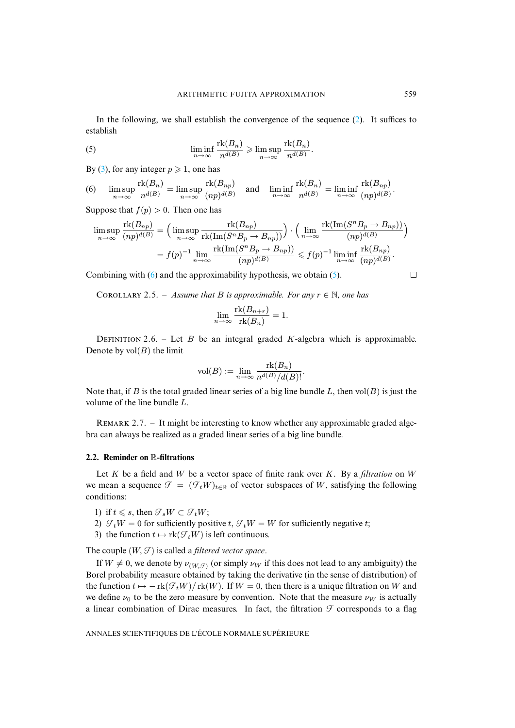In the following, we shall establish the convergence of the sequence (2). It suffices to establish

$$\liminf_{n\to\infty} \frac{\operatorname{rk}(B_n)}{n^{d(B)}} \geqslant \limsup_{n\to\infty} \frac{\operatorname{rk}(B_n)}{n^{d(B)}}. \tag{5}$$

By (3), for any integer $p \geqslant 1$, one has

$$\limsup_{n\to\infty} \frac{\operatorname{rk}(B_n)}{n^{d(B)}} = \limsup_{n\to\infty} \frac{\operatorname{rk}(B_{np})}{(np)^{d(B)}} \quad \text{and} \quad \liminf_{n\to\infty} \frac{\operatorname{rk}(B_n)}{n^{d(B)}} = \liminf_{n\to\infty} \frac{\operatorname{rk}(B_{np})}{(np)^{d(B)}}. \tag{6}$$

Suppose that $f(p) > 0$. Then one has

$$\begin{aligned}
\limsup_{n\to\infty} \frac{\operatorname{rk}(B_{np})}{(np)^{d(B)}} &= \Big(\limsup_{n\to\infty} \frac{\operatorname{rk}(B_{np})}{\operatorname{rk}(\operatorname{Im}(S^n B_p \to B_{np}))}\Big) \cdot \Big(\lim_{n\to\infty} \frac{\operatorname{rk}(\operatorname{Im}(S^n B_p \to B_{np}))}{(np)^{d(B)}}\Big) \\
&= f(p)^{-1} \lim_{n\to\infty} \frac{\operatorname{rk}(\operatorname{Im}(S^n B_p \to B_{np}))}{(np)^{d(B)}} \leqslant f(p)^{-1} \liminf_{n\to\infty} \frac{\operatorname{rk}(B_{np})}{(np)^{d(B)}}.
\end{aligned}$$

Combining with (6) and the approximability hypothesis, we obtain (5). □

Corollary 2.5. – *Assume that $B$ is approximable. For any $r \in \mathbb{N}$, one has*

$$\lim_{n\to\infty} \frac{\operatorname{rk}(B_{n+r})}{\operatorname{rk}(B_n)} = 1.$$

Definition 2.6. – Let $B$ be an integral graded $K$-algebra which is approximable. Denote by $\operatorname{vol}(B)$ the limit

$$\operatorname{vol}(B) := \lim_{n\to\infty} \frac{\operatorname{rk}(B_n)}{n^{d(B)}/d(B)!}.$$

Note that, if $B$ is the total graded linear series of a big line bundle $L$, then $\operatorname{vol}(B)$ is just the volume of the line bundle $L$.

Remark 2.7. – It might be interesting to know whether any approximable graded algebra can always be realized as a graded linear series of a big line bundle.

### 2.2. Reminder on $\mathbb{R}$-filtrations

Let $K$ be a field and $W$ be a vector space of finite rank over $K$. By a *filtration* on $W$ we mean a sequence $\mathcal{F} = (\mathcal{F}_t W)_{t\in\mathbb{R}}$ of vector subspaces of $W$, satisfying the following conditions:

1) if $t \leqslant s$, then $\mathcal{F}_s W \subset \mathcal{F}_t W$;
2) $\mathcal{F}_t W = 0$ for sufficiently positive $t$, $\mathcal{F}_t W = W$ for sufficiently negative $t$;
3) the function $t \mapsto \operatorname{rk}(\mathcal{F}_t W)$ is left continuous.

The couple $(W, \mathcal{F})$ is called a *filtered vector space*.

If $W \neq 0$, we denote by $\nu_{(W,\mathcal{F})}$ (or simply $\nu_W$ if this does not lead to any ambiguity) the Borel probability measure obtained by taking the derivative (in the sense of distribution) of the function $t \mapsto -\operatorname{rk}(\mathcal{F}_t W)/\operatorname{rk}(W)$. If $W = 0$, then there is a unique filtration on $W$ and we define $\nu_0$ to be the zero measure by convention. Note that the measure $\nu_W$ is actually a linear combination of Dirac measures. In fact, the filtration $\mathcal{F}$ corresponds to a flag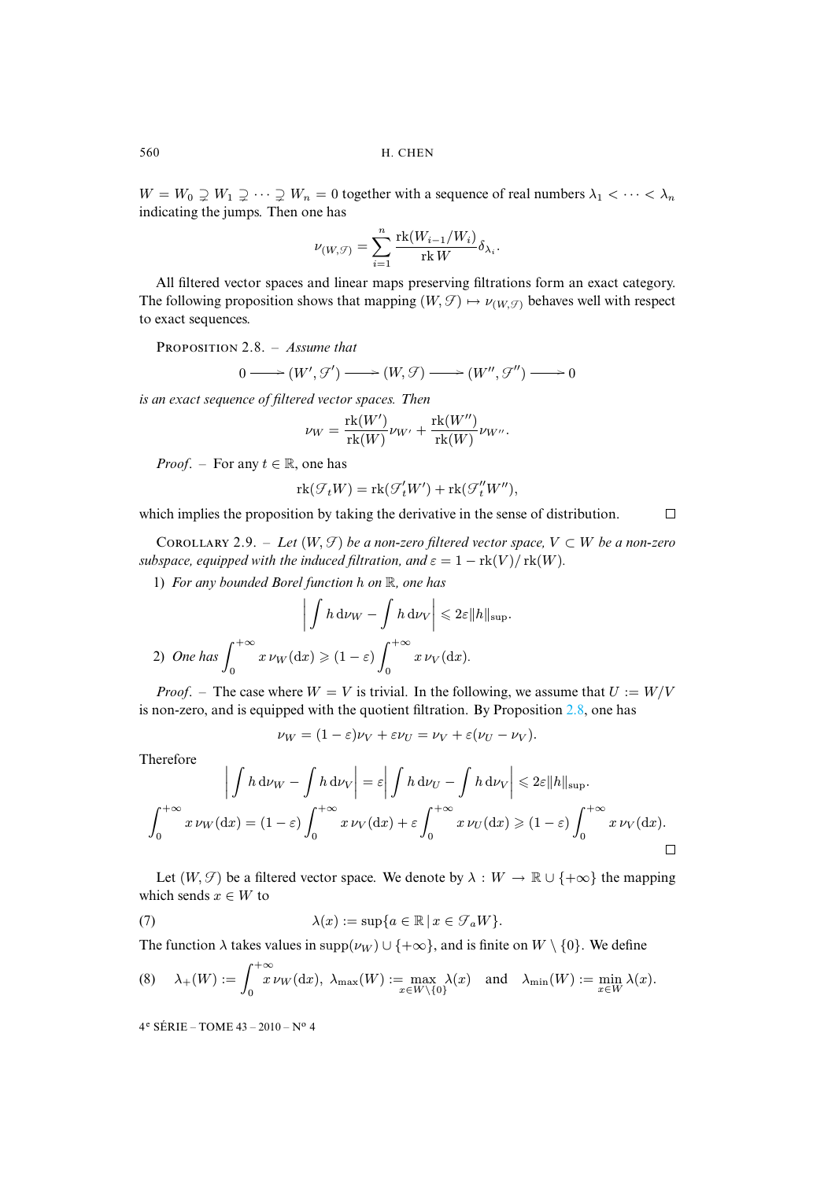$W = W_0 \supsetneq W_1 \supsetneq \cdots \supsetneq W_n = 0$ together with a sequence of real numbers $\lambda_1 < \cdots < \lambda_n$ indicating the jumps. Then one has

$$\nu_{(W,\mathscr{F})} = \sum_{i=1}^{n} \frac{\operatorname{rk}(W_{i-1}/W_i)}{\operatorname{rk} W} \delta_{\lambda_i}.$$

All filtered vector spaces and linear maps preserving filtrations form an exact category. The following proposition shows that mapping $(W, \mathscr{F}) \mapsto \nu_{(W,\mathscr{F})}$ behaves well with respect to exact sequences.

Proposition 2.8. – *Assume that*

$$0 \longrightarrow (W', \mathscr{F}') \longrightarrow (W, \mathscr{F}) \longrightarrow (W'', \mathscr{F}'') \longrightarrow 0$$

*is an exact sequence of filtered vector spaces. Then*

$$\nu_W = \frac{\operatorname{rk}(W')}{\operatorname{rk}(W)} \nu_{W'} + \frac{\operatorname{rk}(W'')}{\operatorname{rk}(W)} \nu_{W''}.$$

*Proof*. – For any $t \in \mathbb{R}$, one has

$$\operatorname{rk}(\mathscr{F}_t W) = \operatorname{rk}(\mathscr{F}'_t W') + \operatorname{rk}(\mathscr{F}''_t W''),$$

which implies the proposition by taking the derivative in the sense of distribution. □

Corollary 2.9. – *Let $(W, \mathscr{F})$ be a non-zero filtered vector space, $V \subset W$ be a non-zero subspace, equipped with the induced filtration, and $\varepsilon = 1 - \operatorname{rk}(V)/\operatorname{rk}(W)$.*

1) *For any bounded Borel function $h$ on $\mathbb{R}$, one has*

$$\left| \int h \, \mathrm{d}\nu_W - \int h \, \mathrm{d}\nu_V \right| \leqslant 2\varepsilon \|h\|_{\sup}.$$

2) *One has* $\displaystyle\int_0^{+\infty} x \, \nu_W(\mathrm{d}x) \geqslant (1 - \varepsilon) \int_0^{+\infty} x \, \nu_V(\mathrm{d}x).$

*Proof*. – The case where $W = V$ is trivial. In the following, we assume that $U := W/V$ is non-zero, and is equipped with the quotient filtration. By Proposition 2.8, one has

$$\nu_W = (1 - \varepsilon)\nu_V + \varepsilon \nu_U = \nu_V + \varepsilon(\nu_U - \nu_V).$$

Therefore

$$\left| \int h \, \mathrm{d}\nu_W - \int h \, \mathrm{d}\nu_V \right| = \varepsilon \left| \int h \, \mathrm{d}\nu_U - \int h \, \mathrm{d}\nu_V \right| \leqslant 2\varepsilon \|h\|_{\sup}.$$

$$\int_0^{+\infty} x \, \nu_W(\mathrm{d}x) = (1 - \varepsilon) \int_0^{+\infty} x \, \nu_V(\mathrm{d}x) + \varepsilon \int_0^{+\infty} x \, \nu_U(\mathrm{d}x) \geqslant (1 - \varepsilon) \int_0^{+\infty} x \, \nu_V(\mathrm{d}x).$$

□

Let $(W, \mathscr{F})$ be a filtered vector space. We denote by $\lambda : W \to \mathbb{R} \cup \{+\infty\}$ the mapping which sends $x \in W$ to

$$\lambda(x) := \sup\{a \in \mathbb{R} \mid x \in \mathscr{F}_a W\}. \tag{7}$$

The function $\lambda$ takes values in $\operatorname{supp}(\nu_W) \cup \{+\infty\}$, and is finite on $W \setminus \{0\}$. We define

$$\lambda_+(W) := \int_0^{+\infty} x \, \nu_W(\mathrm{d}x), \quad \lambda_{\max}(W) := \max_{x \in W \setminus \{0\}} \lambda(x) \quad \text{and} \quad \lambda_{\min}(W) := \min_{x \in W} \lambda(x). \tag{8}$$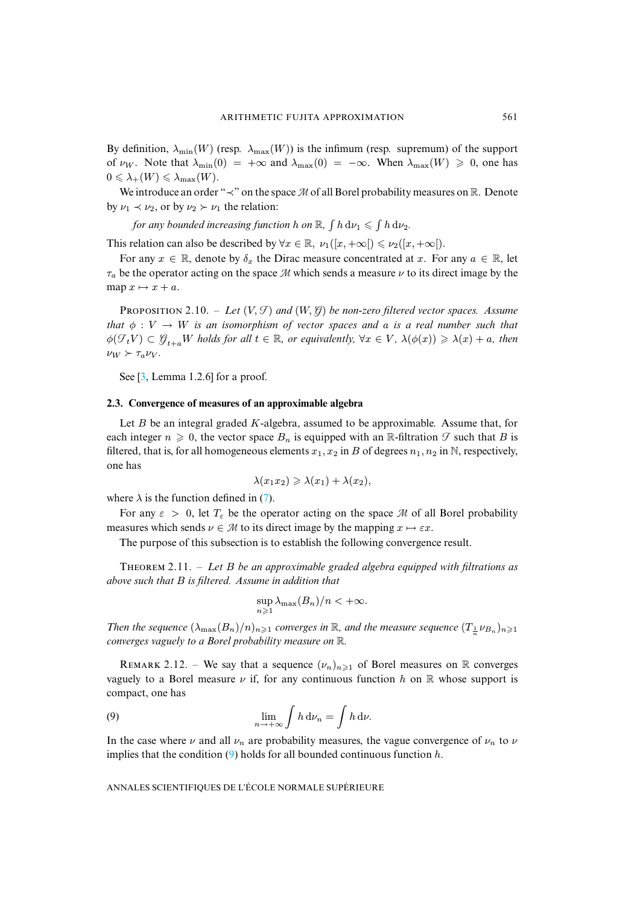By definition, $\lambda_{\min}(W)$ (resp. $\lambda_{\max}(W)$) is the infimum (resp. supremum) of the support of $\nu_W$. Note that $\lambda_{\min}(0) = +\infty$ and $\lambda_{\max}(0) = -\infty$. When $\lambda_{\max}(W) \geqslant 0$, one has $0 \leqslant \lambda_+(W) \leqslant \lambda_{\max}(W)$.

We introduce an order "$\prec$" on the space $\mathscr{M}$ of all Borel probability measures on $\mathbb{R}$. Denote by $\nu_1 \prec \nu_2$, or by $\nu_2 \succ \nu_1$ the relation:

*for any bounded increasing function $h$ on $\mathbb{R}$, $\int h \,\mathrm{d}\nu_1 \leqslant \int h \,\mathrm{d}\nu_2$.*

This relation can also be described by $\forall x \in \mathbb{R},\ \nu_1([x, +\infty[) \leqslant \nu_2([x, +\infty[)$.

For any $x \in \mathbb{R}$, denote by $\delta_x$ the Dirac measure concentrated at $x$. For any $a \in \mathbb{R}$, let $\tau_a$ be the operator acting on the space $\mathscr{M}$ which sends a measure $\nu$ to its direct image by the map $x \mapsto x + a$.

Proposition 2.10. – *Let $(V, \mathscr{F})$ and $(W, \mathscr{G})$ be non-zero filtered vector spaces. Assume that $\phi : V \to W$ is an isomorphism of vector spaces and $a$ is a real number such that $\phi(\mathscr{F}_t V) \subset \mathscr{G}_{t+a} W$ holds for all $t \in \mathbb{R}$, or equivalently, $\forall x \in V$, $\lambda(\phi(x)) \geqslant \lambda(x) + a$, then $\nu_W \succ \tau_a \nu_V$.*

See [3, Lemma 1.2.6] for a proof.

### 2.3. Convergence of measures of an approximable algebra

Let $B$ be an integral graded $K$-algebra, assumed to be approximable. Assume that, for each integer $n \geqslant 0$, the vector space $B_n$ is equipped with an $\mathbb{R}$-filtration $\mathscr{F}$ such that $B$ is filtered, that is, for all homogeneous elements $x_1, x_2$ in $B$ of degrees $n_1, n_2$ in $\mathbb{N}$, respectively, one has

$$\lambda(x_1 x_2) \geqslant \lambda(x_1) + \lambda(x_2),$$

where $\lambda$ is the function defined in (7).

For any $\varepsilon > 0$, let $T_\varepsilon$ be the operator acting on the space $\mathscr{M}$ of all Borel probability measures which sends $\nu \in \mathscr{M}$ to its direct image by the mapping $x \mapsto \varepsilon x$.

The purpose of this subsection is to establish the following convergence result.

Theorem 2.11. – *Let $B$ be an approximable graded algebra equipped with filtrations as above such that $B$ is filtered. Assume in addition that*

$$\sup_{n \geqslant 1} \lambda_{\max}(B_n)/n < +\infty.$$

*Then the sequence $(\lambda_{\max}(B_n)/n)_{n \geqslant 1}$ converges in $\mathbb{R}$, and the measure sequence $(T_{\frac{1}{n}} \nu_{B_n})_{n \geqslant 1}$ converges vaguely to a Borel probability measure on $\mathbb{R}$.*

Remark 2.12. – We say that a sequence $(\nu_n)_{n \geqslant 1}$ of Borel measures on $\mathbb{R}$ converges vaguely to a Borel measure $\nu$ if, for any continuous function $h$ on $\mathbb{R}$ whose support is compact, one has

$$\lim_{n \to +\infty} \int h \,\mathrm{d}\nu_n = \int h \,\mathrm{d}\nu. \tag{9}$$

In the case where $\nu$ and all $\nu_n$ are probability measures, the vague convergence of $\nu_n$ to $\nu$ implies that the condition (9) holds for all bounded continuous function $h$.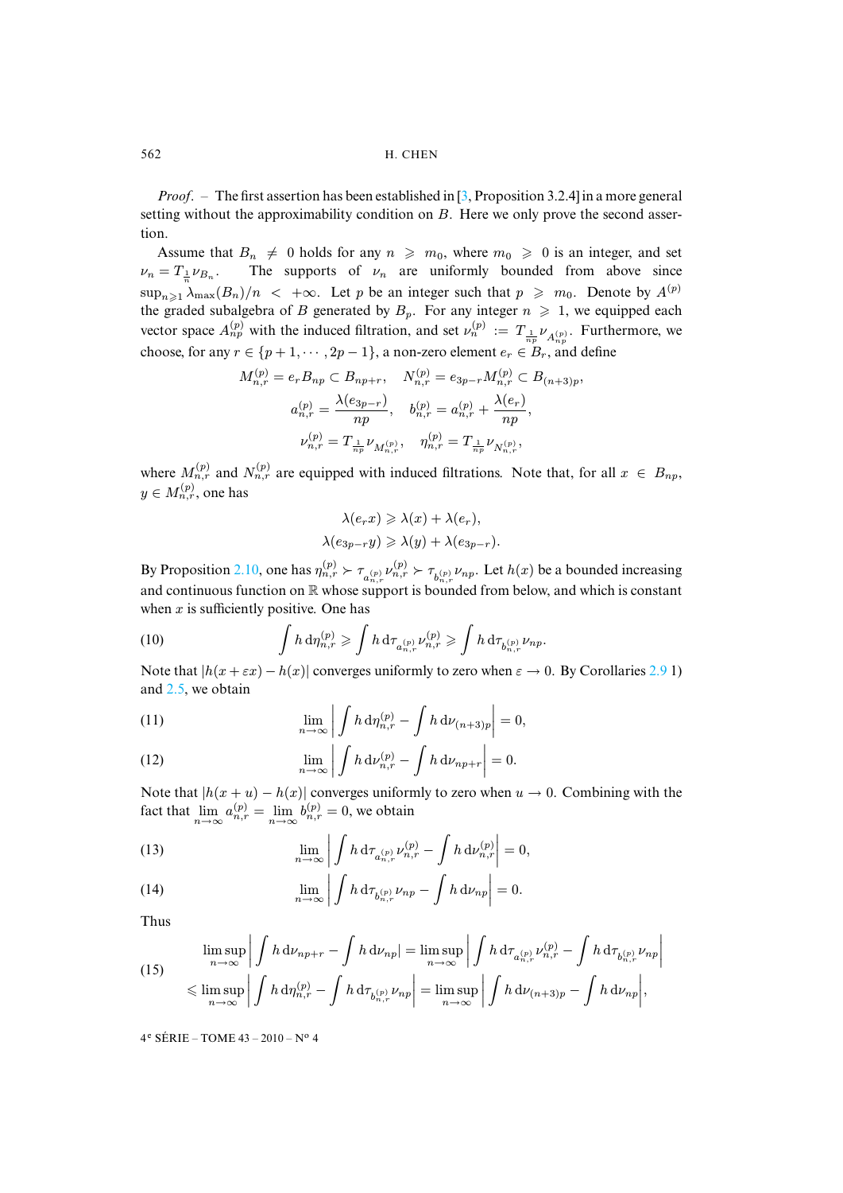*Proof*. – The first assertion has been established in [3, Proposition 3.2.4] in a more general setting without the approximability condition on $B$. Here we only prove the second assertion.

Assume that $B_n \neq 0$ holds for any $n \geqslant m_0$, where $m_0 \geqslant 0$ is an integer, and set $\nu_n = T_{\frac{1}{n}}\nu_{B_n}$. The supports of $\nu_n$ are uniformly bounded from above since $\sup_{n\geqslant 1}\lambda_{\max}(B_n)/n < +\infty$. Let $p$ be an integer such that $p \geqslant m_0$. Denote by $A^{(p)}$ the graded subalgebra of $B$ generated by $B_p$. For any integer $n \geqslant 1$, we equipped each vector space $A^{(p)}_{np}$ with the induced filtration, and set $\nu^{(p)}_n := T_{\frac{1}{np}}\nu_{A^{(p)}_{np}}$. Furthermore, we choose, for any $r \in \{p+1, \cdots, 2p-1\}$, a non-zero element $e_r \in B_r$, and define

$$M^{(p)}_{n,r} = e_r B_{np} \subset B_{np+r}, \quad N^{(p)}_{n,r} = e_{3p-r}M^{(p)}_{n,r} \subset B_{(n+3)p},$$

$$a^{(p)}_{n,r} = \frac{\lambda(e_{3p-r})}{np}, \quad b^{(p)}_{n,r} = a^{(p)}_{n,r} + \frac{\lambda(e_r)}{np},$$

$$\nu^{(p)}_{n,r} = T_{\frac{1}{np}}\nu_{M^{(p)}_{n,r}}, \quad \eta^{(p)}_{n,r} = T_{\frac{1}{np}}\nu_{N^{(p)}_{n,r}},$$

where $M^{(p)}_{n,r}$ and $N^{(p)}_{n,r}$ are equipped with induced filtrations. Note that, for all $x \in B_{np}$, $y \in M^{(p)}_{n,r}$, one has

$$\lambda(e_r x) \geqslant \lambda(x) + \lambda(e_r),$$
$$\lambda(e_{3p-r}y) \geqslant \lambda(y) + \lambda(e_{3p-r}).$$

By Proposition 2.10, one has $\eta^{(p)}_{n,r} \succ \tau_{a^{(p)}_{n,r}}\nu^{(p)}_{n,r} \succ \tau_{b^{(p)}_{n,r}}\nu_{np}$. Let $h(x)$ be a bounded increasing and continuous function on $\mathbb{R}$ whose support is bounded from below, and which is constant when $x$ is sufficiently positive. One has

$$\int h \,\mathrm{d}\eta^{(p)}_{n,r} \geqslant \int h \,\mathrm{d}\tau_{a^{(p)}_{n,r}}\nu^{(p)}_{n,r} \geqslant \int h \,\mathrm{d}\tau_{b^{(p)}_{n,r}}\nu_{np}. \tag{10}$$

Note that $|h(x+\varepsilon x) - h(x)|$ converges uniformly to zero when $\varepsilon \to 0$. By Corollaries 2.9 1) and 2.5, we obtain

$$\lim_{n\to\infty}\left|\int h\,\mathrm{d}\eta^{(p)}_{n,r} - \int h\,\mathrm{d}\nu_{(n+3)p}\right| = 0, \tag{11}$$

$$\lim_{n\to\infty}\left|\int h\,\mathrm{d}\nu^{(p)}_{n,r} - \int h\,\mathrm{d}\nu_{np+r}\right| = 0. \tag{12}$$

Note that $|h(x+u) - h(x)|$ converges uniformly to zero when $u \to 0$. Combining with the fact that $\lim\limits_{n\to\infty} a^{(p)}_{n,r} = \lim\limits_{n\to\infty} b^{(p)}_{n,r} = 0$, we obtain

$$\lim_{n\to\infty}\left|\int h\,\mathrm{d}\tau_{a^{(p)}_{n,r}}\nu^{(p)}_{n,r} - \int h\,\mathrm{d}\nu^{(p)}_{n,r}\right| = 0, \tag{13}$$

$$\lim_{n\to\infty}\left|\int h\,\mathrm{d}\tau_{b^{(p)}_{n,r}}\nu_{np} - \int h\,\mathrm{d}\nu_{np}\right| = 0. \tag{14}$$

Thus

$$\begin{aligned}
&\limsup_{n\to\infty}\left|\int h\,\mathrm{d}\nu_{np+r} - \int h\,\mathrm{d}\nu_{np}\right| = \limsup_{n\to\infty}\left|\int h\,\mathrm{d}\tau_{a^{(p)}_{n,r}}\nu^{(p)}_{n,r} - \int h\,\mathrm{d}\tau_{b^{(p)}_{n,r}}\nu_{np}\right| \\
&\leqslant \limsup_{n\to\infty}\left|\int h\,\mathrm{d}\eta^{(p)}_{n,r} - \int h\,\mathrm{d}\tau_{b^{(p)}_{n,r}}\nu_{np}\right| = \limsup_{n\to\infty}\left|\int h\,\mathrm{d}\nu_{(n+3)p} - \int h\,\mathrm{d}\nu_{np}\right|,
\end{aligned} \tag{15}$$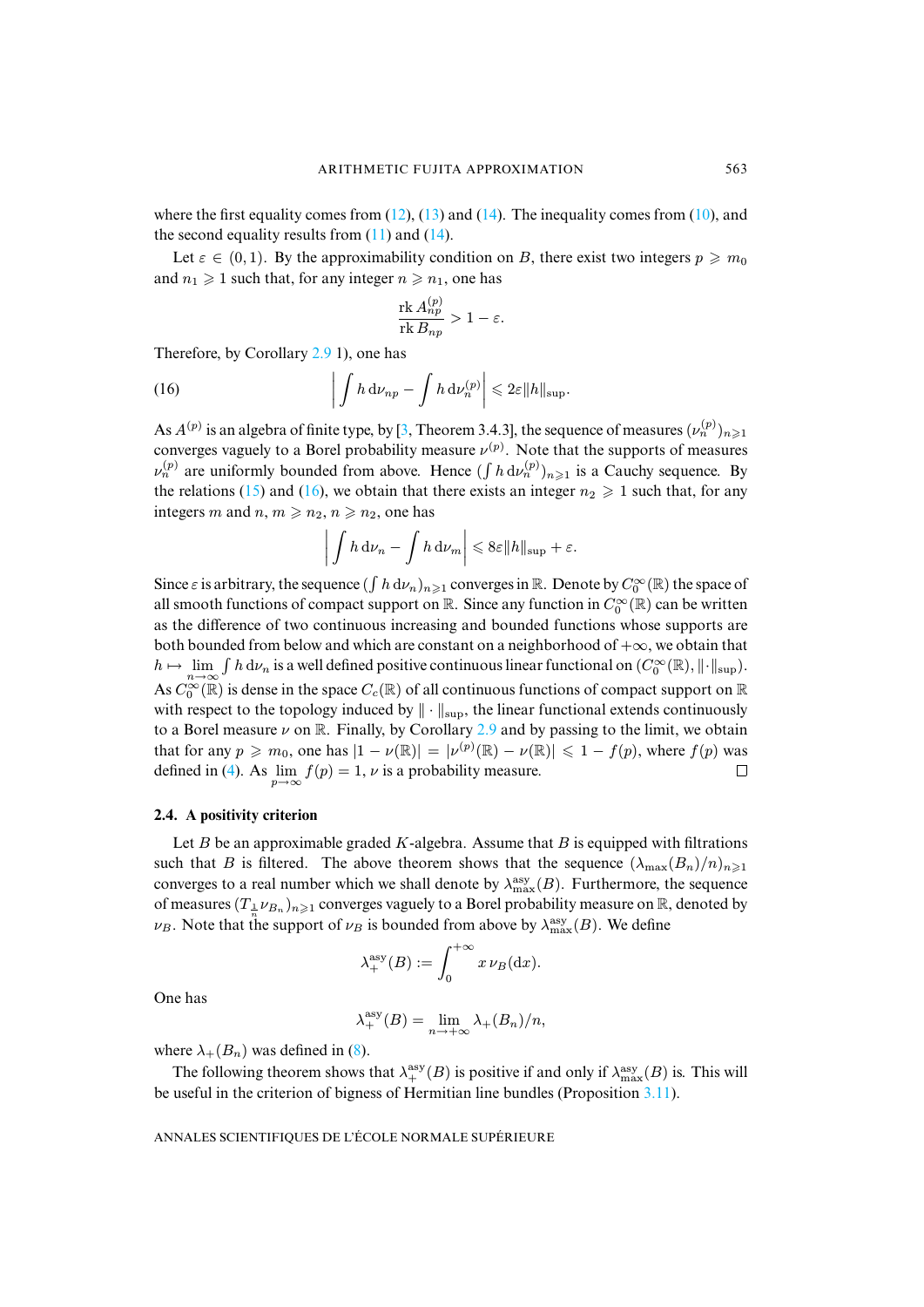where the first equality comes from (12), (13) and (14). The inequality comes from (10), and the second equality results from (11) and (14).

Let $\varepsilon \in (0,1)$. By the approximability condition on $B$, there exist two integers $p \geqslant m_0$ and $n_1 \geqslant 1$ such that, for any integer $n \geqslant n_1$, one has

$$\frac{\operatorname{rk} A_{np}^{(p)}}{\operatorname{rk} B_{np}} > 1 - \varepsilon.$$

Therefore, by Corollary 2.9 1), one has

$$\left| \int h \, \mathrm{d}\nu_{np} - \int h \, \mathrm{d}\nu_n^{(p)} \right| \leqslant 2\varepsilon \|h\|_{\sup}. \tag{16}$$

As $A^{(p)}$ is an algebra of finite type, by [3, Theorem 3.4.3], the sequence of measures $(\nu_n^{(p)})_{n\geqslant 1}$ converges vaguely to a Borel probability measure $\nu^{(p)}$. Note that the supports of measures $\nu_n^{(p)}$ are uniformly bounded from above. Hence $(\int h \, \mathrm{d}\nu_n^{(p)})_{n\geqslant 1}$ is a Cauchy sequence. By the relations (15) and (16), we obtain that there exists an integer $n_2 \geqslant 1$ such that, for any integers $m$ and $n$, $m \geqslant n_2$, $n \geqslant n_2$, one has

$$\left| \int h \, \mathrm{d}\nu_n - \int h \, \mathrm{d}\nu_m \right| \leqslant 8\varepsilon \|h\|_{\sup} + \varepsilon.$$

Since $\varepsilon$ is arbitrary, the sequence $(\int h \, \mathrm{d}\nu_n)_{n\geqslant 1}$ converges in $\mathbb{R}$. Denote by $C_0^\infty(\mathbb{R})$ the space of all smooth functions of compact support on $\mathbb{R}$. Since any function in $C_0^\infty(\mathbb{R})$ can be written as the difference of two continuous increasing and bounded functions whose supports are both bounded from below and which are constant on a neighborhood of $+\infty$, we obtain that $h \mapsto \lim\limits_{n\to\infty} \int h \, \mathrm{d}\nu_n$ is a well defined positive continuous linear functional on $(C_0^\infty(\mathbb{R}), \|\cdot\|_{\sup})$. As $C_0^\infty(\mathbb{R})$ is dense in the space $C_c(\mathbb{R})$ of all continuous functions of compact support on $\mathbb{R}$ with respect to the topology induced by $\|\cdot\|_{\sup}$, the linear functional extends continuously to a Borel measure $\nu$ on $\mathbb{R}$. Finally, by Corollary 2.9 and by passing to the limit, we obtain that for any $p \geqslant m_0$, one has $|1 - \nu(\mathbb{R})| = |\nu^{(p)}(\mathbb{R}) - \nu(\mathbb{R})| \leqslant 1 - f(p)$, where $f(p)$ was defined in (4). As $\lim\limits_{p\to\infty} f(p) = 1$, $\nu$ is a probability measure. □

### 2.4. A positivity criterion

Let $B$ be an approximable graded $K$-algebra. Assume that $B$ is equipped with filtrations such that $B$ is filtered. The above theorem shows that the sequence $(\lambda_{\max}(B_n)/n)_{n\geqslant 1}$ converges to a real number which we shall denote by $\lambda_{\max}^{\mathrm{asy}}(B)$. Furthermore, the sequence of measures $(T_{\frac{1}{n}}\nu_{B_n})_{n\geqslant 1}$ converges vaguely to a Borel probability measure on $\mathbb{R}$, denoted by $\nu_B$. Note that the support of $\nu_B$ is bounded from above by $\lambda_{\max}^{\mathrm{asy}}(B)$. We define

$$\lambda_+^{\mathrm{asy}}(B) := \int_0^{+\infty} x \, \nu_B(\mathrm{d}x).$$

One has

$$\lambda_+^{\mathrm{asy}}(B) = \lim_{n\to+\infty} \lambda_+(B_n)/n,$$

where $\lambda_+(B_n)$ was defined in (8).

The following theorem shows that $\lambda_+^{\mathrm{asy}}(B)$ is positive if and only if $\lambda_{\max}^{\mathrm{asy}}(B)$ is. This will be useful in the criterion of bigness of Hermitian line bundles (Proposition 3.11).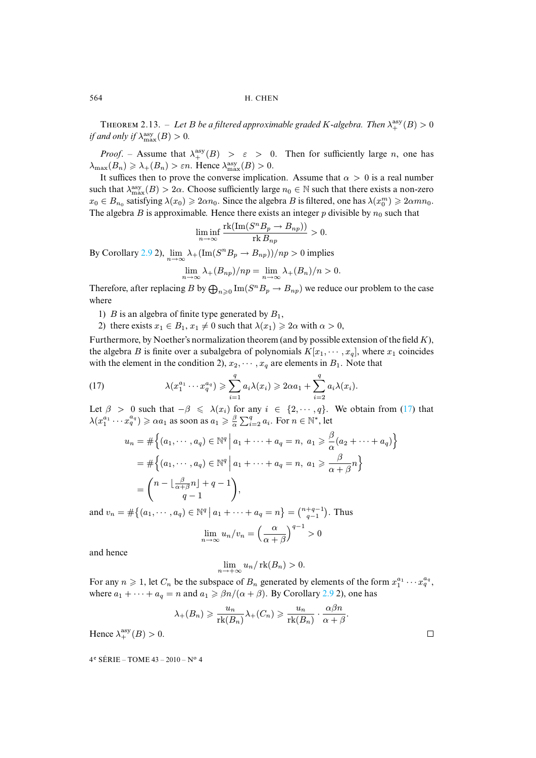THEOREM 2.13. – *Let $B$ be a filtered approximable graded $K$-algebra. Then $\lambda_+^{\mathrm{asy}}(B) > 0$ if and only if $\lambda_{\max}^{\mathrm{asy}}(B) > 0$.*

*Proof*. – Assume that $\lambda_+^{\mathrm{asy}}(B) > \varepsilon > 0$. Then for sufficiently large $n$, one has $\lambda_{\max}(B_n) \geqslant \lambda_+(B_n) > \varepsilon n$. Hence $\lambda_{\max}^{\mathrm{asy}}(B) > 0$.

It suffices then to prove the converse implication. Assume that $\alpha > 0$ is a real number such that $\lambda_{\max}^{\mathrm{asy}}(B) > 2\alpha$. Choose sufficiently large $n_0 \in \mathbb{N}$ such that there exists a non-zero $x_0 \in B_{n_0}$ satisfying $\lambda(x_0) \geqslant 2\alpha n_0$. Since the algebra $B$ is filtered, one has $\lambda(x_0^m) \geqslant 2\alpha m n_0$. The algebra $B$ is approximable. Hence there exists an integer $p$ divisible by $n_0$ such that

$$\liminf_{n\to\infty} \frac{\mathrm{rk}(\mathrm{Im}(S^n B_p \to B_{np}))}{\mathrm{rk}\, B_{np}} > 0.$$

By Corollary 2.9 2), $\lim_{n\to\infty} \lambda_+(\mathrm{Im}(S^n B_p \to B_{np}))/np > 0$ implies

$$\lim_{n\to\infty} \lambda_+(B_{np})/np = \lim_{n\to\infty} \lambda_+(B_n)/n > 0.$$

Therefore, after replacing $B$ by $\bigoplus_{n\geqslant 0} \mathrm{Im}(S^n B_p \to B_{np})$ we reduce our problem to the case where

1) $B$ is an algebra of finite type generated by $B_1$,
2) there exists $x_1 \in B_1$, $x_1 \neq 0$ such that $\lambda(x_1) \geqslant 2\alpha$ with $\alpha > 0$,

Furthermore, by Noether's normalization theorem (and by possible extension of the field $K$), the algebra $B$ is finite over a subalgebra of polynomials $K[x_1, \cdots, x_q]$, where $x_1$ coincides with the element in the condition 2), $x_2, \cdots, x_q$ are elements in $B_1$. Note that

$$\lambda(x_1^{a_1} \cdots x_q^{a_q}) \geqslant \sum_{i=1}^q a_i \lambda(x_i) \geqslant 2\alpha a_1 + \sum_{i=2}^q a_i \lambda(x_i). \tag{17}$$

Let $\beta > 0$ such that $-\beta \leqslant \lambda(x_i)$ for any $i \in \{2, \cdots, q\}$. We obtain from (17) that $\lambda(x_1^{a_1} \cdots x_q^{a_q}) \geqslant \alpha a_1$ as soon as $a_1 \geqslant \frac{\beta}{\alpha} \sum_{i=2}^q a_i$. For $n \in \mathbb{N}^*$, let

$$\begin{aligned}
u_n &= \#\Big\{(a_1, \cdots, a_q) \in \mathbb{N}^q \,\Big|\, a_1 + \cdots + a_q = n,\ a_1 \geqslant \frac{\beta}{\alpha}(a_2 + \cdots + a_q)\Big\} \\
&= \#\Big\{(a_1, \cdots, a_q) \in \mathbb{N}^q \,\Big|\, a_1 + \cdots + a_q = n,\ a_1 \geqslant \frac{\beta}{\alpha + \beta} n\Big\} \\
&= \binom{n - \lfloor \frac{\beta}{\alpha+\beta} n \rfloor + q - 1}{q - 1},
\end{aligned}$$

and $v_n = \#\{(a_1, \cdots, a_q) \in \mathbb{N}^q \,|\, a_1 + \cdots + a_q = n\} = \binom{n+q-1}{q-1}$. Thus

$$\lim_{n\to\infty} u_n / v_n = \Big(\frac{\alpha}{\alpha + \beta}\Big)^{q-1} > 0$$

and hence

$$\lim_{n\to+\infty} u_n / \mathrm{rk}(B_n) > 0.$$

For any $n \geqslant 1$, let $C_n$ be the subspace of $B_n$ generated by elements of the form $x_1^{a_1} \cdots x_q^{a_q}$, where $a_1 + \cdots + a_q = n$ and $a_1 \geqslant \beta n/(\alpha + \beta)$. By Corollary 2.9 2), one has

$$\lambda_+(B_n) \geqslant \frac{u_n}{\mathrm{rk}(B_n)} \lambda_+(C_n) \geqslant \frac{u_n}{\mathrm{rk}(B_n)} \cdot \frac{\alpha \beta n}{\alpha + \beta}.$$

Hence $\lambda_+^{\mathrm{asy}}(B) > 0$. $\square$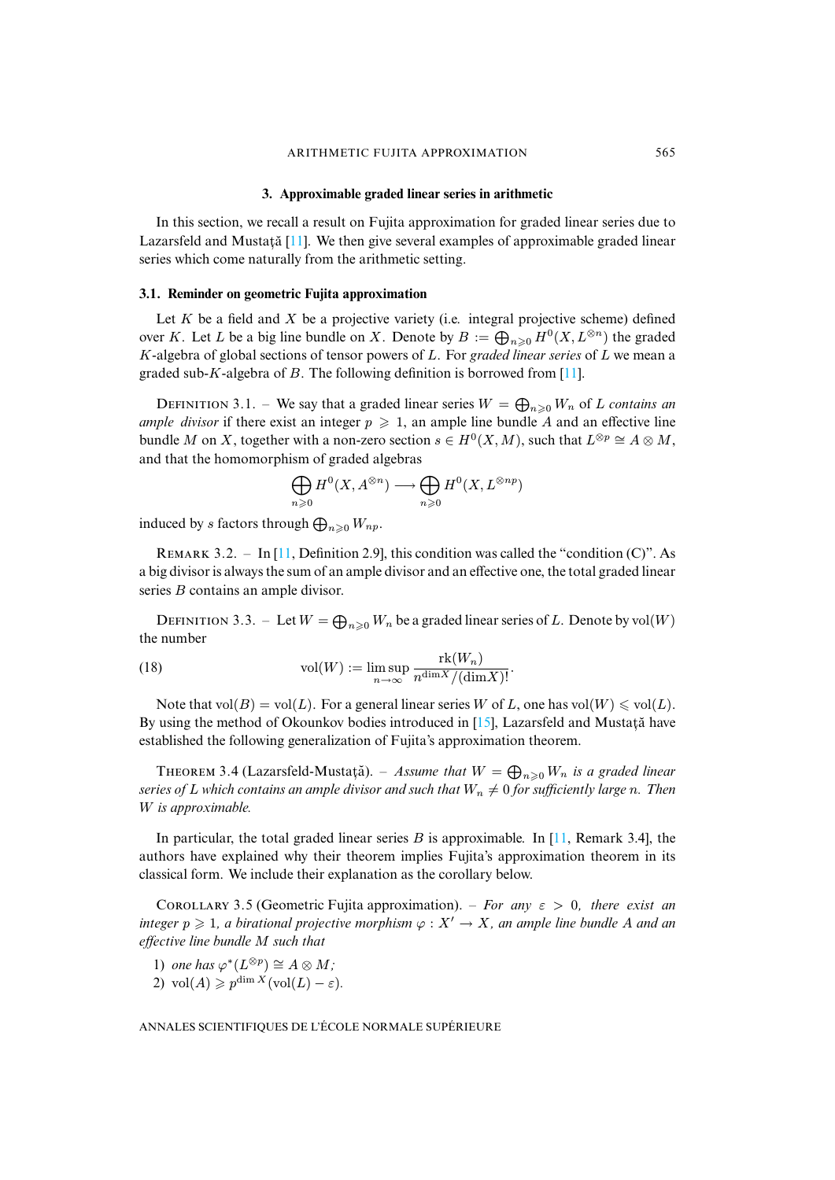## 3. Approximable graded linear series in arithmetic

In this section, we recall a result on Fujita approximation for graded linear series due to Lazarsfeld and Mustaţă [11]. We then give several examples of approximable graded linear series which come naturally from the arithmetic setting.

### 3.1. Reminder on geometric Fujita approximation

Let $K$ be a field and $X$ be a projective variety (i.e. integral projective scheme) defined over $K$. Let $L$ be a big line bundle on $X$. Denote by $B := \bigoplus_{n\geqslant 0} H^0(X, L^{\otimes n})$ the graded $K$-algebra of global sections of tensor powers of $L$. For *graded linear series* of $L$ we mean a graded sub-$K$-algebra of $B$. The following definition is borrowed from [11].

Definition 3.1. – We say that a graded linear series $W = \bigoplus_{n\geqslant 0} W_n$ of $L$ *contains an ample divisor* if there exist an integer $p \geqslant 1$, an ample line bundle $A$ and an effective line bundle $M$ on $X$, together with a non-zero section $s \in H^0(X, M)$, such that $L^{\otimes p} \cong A \otimes M$, and that the homomorphism of graded algebras

$$\bigoplus_{n\geqslant 0} H^0(X, A^{\otimes n}) \longrightarrow \bigoplus_{n\geqslant 0} H^0(X, L^{\otimes np})$$

induced by $s$ factors through $\bigoplus_{n\geqslant 0} W_{np}$.

Remark 3.2. – In [11, Definition 2.9], this condition was called the "condition (C)". As a big divisor is always the sum of an ample divisor and an effective one, the total graded linear series $B$ contains an ample divisor.

Definition 3.3. – Let $W = \bigoplus_{n\geqslant 0} W_n$ be a graded linear series of $L$. Denote by $\mathrm{vol}(W)$ the number

$$\mathrm{vol}(W) := \limsup_{n\to\infty} \frac{\mathrm{rk}(W_n)}{n^{\dim X}/(\dim X)!}. \tag{18}$$

Note that $\mathrm{vol}(B) = \mathrm{vol}(L)$. For a general linear series $W$ of $L$, one has $\mathrm{vol}(W) \leqslant \mathrm{vol}(L)$. By using the method of Okounkov bodies introduced in [15], Lazarsfeld and Mustaţă have established the following generalization of Fujita's approximation theorem.

Theorem 3.4 (Lazarsfeld-Mustaţă). – *Assume that $W = \bigoplus_{n\geqslant 0} W_n$ is a graded linear series of $L$ which contains an ample divisor and such that $W_n \neq 0$ for sufficiently large $n$. Then $W$ is approximable.*

In particular, the total graded linear series $B$ is approximable. In [11, Remark 3.4], the authors have explained why their theorem implies Fujita's approximation theorem in its classical form. We include their explanation as the corollary below.

Corollary 3.5 (Geometric Fujita approximation). – *For any $\varepsilon > 0$, there exist an integer $p \geqslant 1$, a birational projective morphism $\varphi : X' \to X$, an ample line bundle $A$ and an effective line bundle $M$ such that*

1) *one has $\varphi^*(L^{\otimes p}) \cong A \otimes M$;*
2) $\mathrm{vol}(A) \geqslant p^{\dim X}(\mathrm{vol}(L) - \varepsilon)$.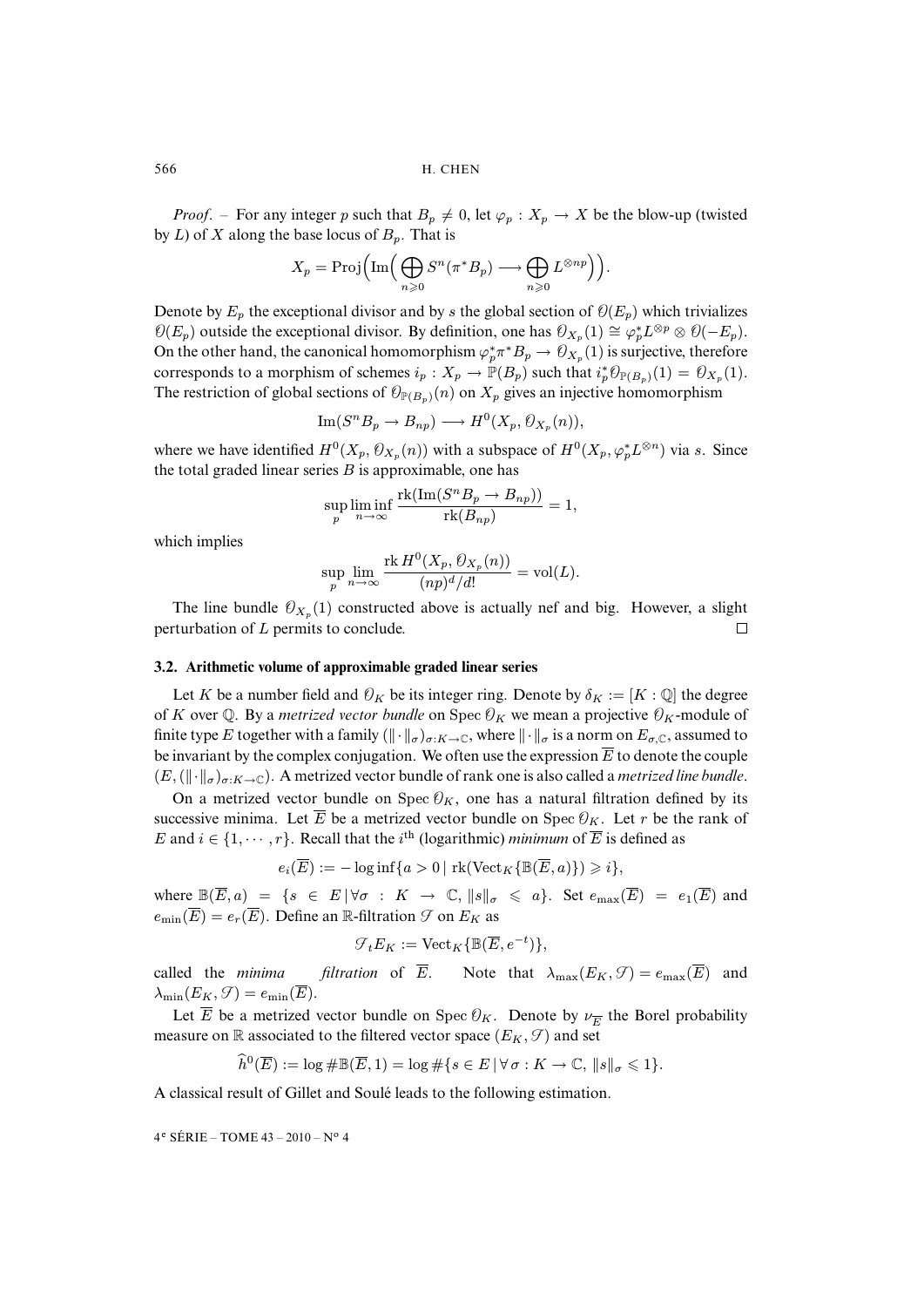*Proof*. – For any integer $p$ such that $B_p \neq 0$, let $\varphi_p : X_p \to X$ be the blow-up (twisted by $L$) of $X$ along the base locus of $B_p$. That is

$$X_p = \operatorname{Proj}\Big(\operatorname{Im}\Big(\bigoplus_{n\geqslant 0} S^n(\pi^* B_p) \longrightarrow \bigoplus_{n\geqslant 0} L^{\otimes np}\Big)\Big).$$

Denote by $E_p$ the exceptional divisor and by $s$ the global section of $\mathcal{O}(E_p)$ which trivializes $\mathcal{O}(E_p)$ outside the exceptional divisor. By definition, one has $\mathcal{O}_{X_p}(1) \cong \varphi_p^* L^{\otimes p} \otimes \mathcal{O}(-E_p)$. On the other hand, the canonical homomorphism $\varphi_p^* \pi^* B_p \to \mathcal{O}_{X_p}(1)$ is surjective, therefore corresponds to a morphism of schemes $i_p : X_p \to \mathbb{P}(B_p)$ such that $i_p^* \mathcal{O}_{\mathbb{P}(B_p)}(1) = \mathcal{O}_{X_p}(1)$. The restriction of global sections of $\mathcal{O}_{\mathbb{P}(B_p)}(n)$ on $X_p$ gives an injective homomorphism

$$\operatorname{Im}(S^n B_p \to B_{np}) \longrightarrow H^0(X_p, \mathcal{O}_{X_p}(n)),$$

where we have identified $H^0(X_p, \mathcal{O}_{X_p}(n))$ with a subspace of $H^0(X_p, \varphi_p^* L^{\otimes n})$ via $s$. Since the total graded linear series $B$ is approximable, one has

$$\sup_p \liminf_{n\to\infty} \frac{\operatorname{rk}(\operatorname{Im}(S^n B_p \to B_{np}))}{\operatorname{rk}(B_{np})} = 1,$$

which implies

$$\sup_p \lim_{n\to\infty} \frac{\operatorname{rk} H^0(X_p, \mathcal{O}_{X_p}(n))}{(np)^d/d!} = \operatorname{vol}(L).$$

The line bundle $\mathcal{O}_{X_p}(1)$ constructed above is actually nef and big. However, a slight perturbation of $L$ permits to conclude. $\square$

### 3.2. Arithmetic volume of approximable graded linear series

Let $K$ be a number field and $\mathcal{O}_K$ be its integer ring. Denote by $\delta_K := [K : \mathbb{Q}]$ the degree of $K$ over $\mathbb{Q}$. By a *metrized vector bundle* on $\operatorname{Spec} \mathcal{O}_K$ we mean a projective $\mathcal{O}_K$-module of finite type $E$ together with a family $(\|\cdot\|_\sigma)_{\sigma:K\to\mathbb{C}}$, where $\|\cdot\|_\sigma$ is a norm on $E_{\sigma,\mathbb{C}}$, assumed to be invariant by the complex conjugation. We often use the expression $\overline{E}$ to denote the couple $(E, (\|\cdot\|_\sigma)_{\sigma:K\to\mathbb{C}})$. A metrized vector bundle of rank one is also called a *metrized line bundle*.

On a metrized vector bundle on $\operatorname{Spec} \mathcal{O}_K$, one has a natural filtration defined by its successive minima. Let $\overline{E}$ be a metrized vector bundle on $\operatorname{Spec} \mathcal{O}_K$. Let $r$ be the rank of $E$ and $i \in \{1, \cdots, r\}$. Recall that the $i^{\text{th}}$ (logarithmic) *minimum* of $\overline{E}$ is defined as

$$e_i(\overline{E}) := -\log \inf\{a > 0 \mid \operatorname{rk}(\operatorname{Vect}_K\{\mathbb{B}(\overline{E}, a)\}) \geqslant i\},$$

where $\mathbb{B}(\overline{E}, a) = \{s \in E \mid \forall \sigma : K \to \mathbb{C}, \|s\|_\sigma \leqslant a\}$. Set $e_{\max}(\overline{E}) = e_1(\overline{E})$ and $e_{\min}(\overline{E}) = e_r(\overline{E})$. Define an $\mathbb{R}$-filtration $\mathcal{F}$ on $E_K$ as

$$\mathcal{F}_t E_K := \operatorname{Vect}_K\{\mathbb{B}(\overline{E}, e^{-t})\},$$

called the *minima filtration* of $\overline{E}$. Note that $\lambda_{\max}(E_K, \mathcal{F}) = e_{\max}(\overline{E})$ and $\lambda_{\min}(E_K, \mathcal{F}) = e_{\min}(\overline{E})$.

Let $\overline{E}$ be a metrized vector bundle on $\operatorname{Spec} \mathcal{O}_K$. Denote by $\nu_{\overline{E}}$ the Borel probability measure on $\mathbb{R}$ associated to the filtered vector space $(E_K, \mathcal{F})$ and set

$$\widehat{h}^0(\overline{E}) := \log \#\mathbb{B}(\overline{E}, 1) = \log \#\{s \in E \mid \forall\, \sigma : K \to \mathbb{C},\ \|s\|_\sigma \leqslant 1\}.$$

A classical result of Gillet and Soulé leads to the following estimation.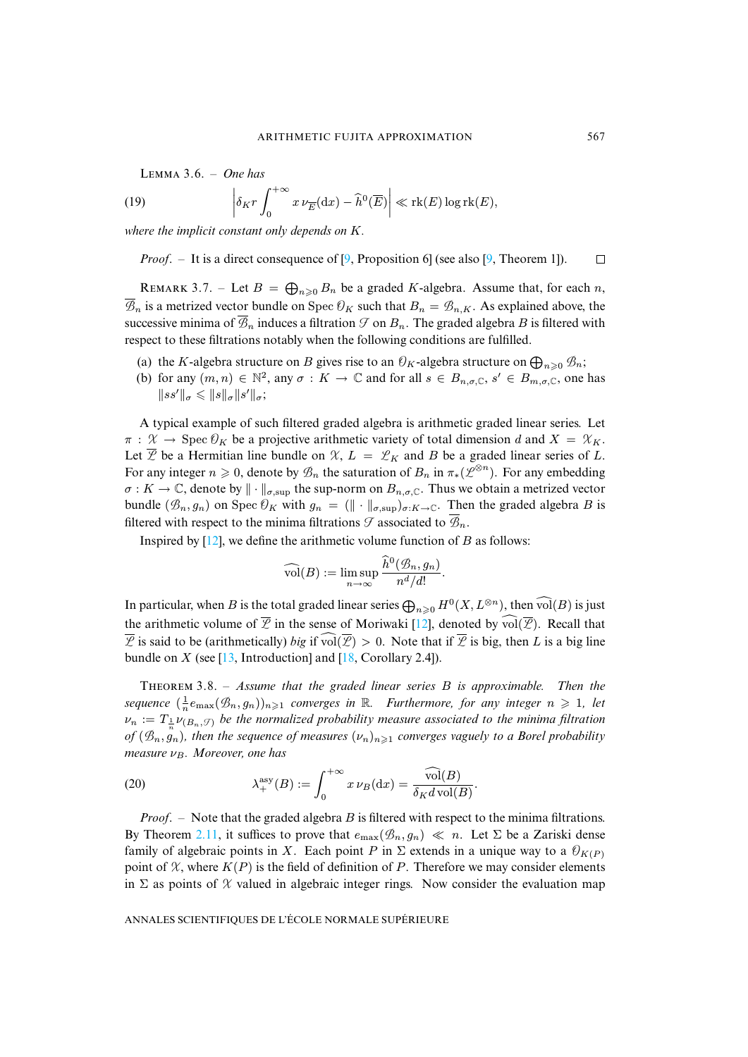Lemma 3.6. – *One has*

$$\left|\delta_K r \int_0^{+\infty} x\,\nu_{\overline{E}}(\mathrm{d}x) - \widehat{h}^0(\overline{E})\right| \ll \mathrm{rk}(E)\log \mathrm{rk}(E), \tag{19}$$

*where the implicit constant only depends on $K$.*

*Proof*. – It is a direct consequence of [9, Proposition 6] (see also [9, Theorem 1]). □

Remark 3.7. – Let $B = \bigoplus_{n\geqslant 0} B_n$ be a graded $K$-algebra. Assume that, for each $n$, $\overline{\mathcal{B}}_n$ is a metrized vector bundle on $\operatorname{Spec} \mathcal{O}_K$ such that $B_n = \mathcal{B}_{n,K}$. As explained above, the successive minima of $\overline{\mathcal{B}}_n$ induces a filtration $\mathcal{F}$ on $B_n$. The graded algebra $B$ is filtered with respect to these filtrations notably when the following conditions are fulfilled.

(a) the $K$-algebra structure on $B$ gives rise to an $\mathcal{O}_K$-algebra structure on $\bigoplus_{n\geqslant 0} \mathcal{B}_n$;

(b) for any $(m,n)\in\mathbb{N}^2$, any $\sigma : K \to \mathbb{C}$ and for all $s\in B_{n,\sigma,\mathbb{C}}$, $s'\in B_{m,\sigma,\mathbb{C}}$, one has $\|ss'\|_\sigma \leqslant \|s\|_\sigma\|s'\|_\sigma$;

A typical example of such filtered graded algebra is arithmetic graded linear series. Let $\pi : \mathcal{X} \to \operatorname{Spec} \mathcal{O}_K$ be a projective arithmetic variety of total dimension $d$ and $X = \mathcal{X}_K$. Let $\overline{\mathcal{L}}$ be a Hermitian line bundle on $\mathcal{X}$, $L = \mathcal{L}_K$ and $B$ be a graded linear series of $L$. For any integer $n\geqslant 0$, denote by $\mathcal{B}_n$ the saturation of $B_n$ in $\pi_*(\mathcal{L}^{\otimes n})$. For any embedding $\sigma : K\to\mathbb{C}$, denote by $\|\cdot\|_{\sigma,\sup}$ the sup-norm on $B_{n,\sigma,\mathbb{C}}$. Thus we obtain a metrized vector bundle $(\mathcal{B}_n, g_n)$ on $\operatorname{Spec}\mathcal{O}_K$ with $g_n = (\|\cdot\|_{\sigma,\sup})_{\sigma:K\to\mathbb{C}}$. Then the graded algebra $B$ is filtered with respect to the minima filtrations $\mathcal{F}$ associated to $\overline{\mathcal{B}}_n$.

Inspired by [12], we define the arithmetic volume function of $B$ as follows:

$$\widehat{\mathrm{vol}}(B) := \limsup_{n\to\infty} \frac{\widehat{h}^0(\mathcal{B}_n, g_n)}{n^d/d!}.$$

In particular, when $B$ is the total graded linear series $\bigoplus_{n\geqslant 0} H^0(X, L^{\otimes n})$, then $\widehat{\mathrm{vol}}(B)$ is just the arithmetic volume of $\overline{\mathcal{L}}$ in the sense of Moriwaki [12], denoted by $\widehat{\mathrm{vol}}(\overline{\mathcal{L}})$. Recall that $\overline{\mathcal{L}}$ is said to be (arithmetically) *big* if $\widehat{\mathrm{vol}}(\overline{\mathcal{L}}) > 0$. Note that if $\overline{\mathcal{L}}$ is big, then $L$ is a big line bundle on $X$ (see [13, Introduction] and [18, Corollary 2.4]).

Theorem 3.8. – *Assume that the graded linear series $B$ is approximable. Then the sequence $(\frac{1}{n}e_{\max}(\mathcal{B}_n, g_n))_{n\geqslant 1}$ converges in $\mathbb{R}$. Furthermore, for any integer $n\geqslant 1$, let $\nu_n := T_{\frac{1}{n}}\nu_{(B_n,\mathcal{F})}$ be the normalized probability measure associated to the minima filtration of $(\mathcal{B}_n, g_n)$, then the sequence of measures $(\nu_n)_{n\geqslant 1}$ converges vaguely to a Borel probability measure $\nu_B$. Moreover, one has*

$$\lambda_+^{\mathrm{asy}}(B) := \int_0^{+\infty} x\,\nu_B(\mathrm{d}x) = \frac{\widehat{\mathrm{vol}}(B)}{\delta_K d\,\mathrm{vol}(B)}. \tag{20}$$

*Proof*. – Note that the graded algebra $B$ is filtered with respect to the minima filtrations. By Theorem 2.11, it suffices to prove that $e_{\max}(\mathcal{B}_n, g_n) \ll n$. Let $\Sigma$ be a Zariski dense family of algebraic points in $X$. Each point $P$ in $\Sigma$ extends in a unique way to a $\mathcal{O}_{K(P)}$ point of $\mathcal{X}$, where $K(P)$ is the field of definition of $P$. Therefore we may consider elements in $\Sigma$ as points of $\mathcal{X}$ valued in algebraic integer rings. Now consider the evaluation map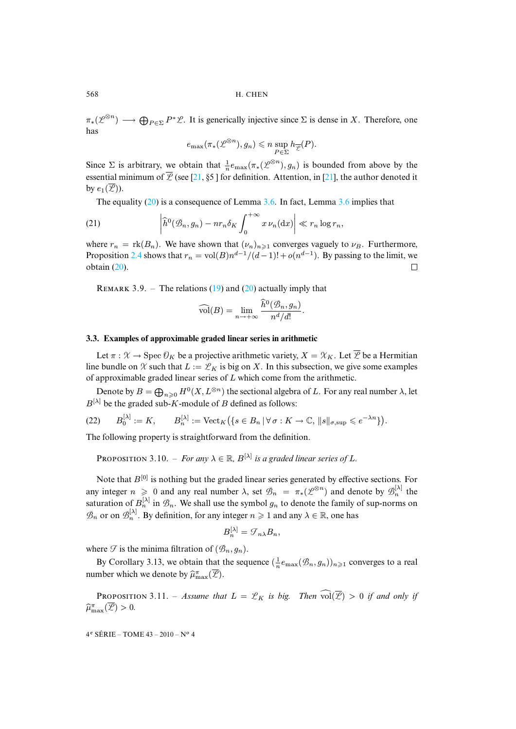$\pi_*(\mathscr{L}^{\otimes n}) \longrightarrow \bigoplus_{P\in\Sigma} P^*\mathscr{L}$. It is generically injective since $\Sigma$ is dense in $X$. Therefore, one has

$$e_{\max}(\pi_*(\mathscr{L}^{\otimes n}), g_n) \leqslant n \sup_{P\in\Sigma} h_{\overline{\mathscr{L}}}(P).$$

Since $\Sigma$ is arbitrary, we obtain that $\frac{1}{n}e_{\max}(\pi_*(\mathscr{L}^{\otimes n}), g_n)$ is bounded from above by the essential minimum of $\overline{\mathscr{L}}$ (see [21, §5 ] for definition. Attention, in [21], the author denoted it by $e_1(\overline{\mathscr{L}})$).

The equality (20) is a consequence of Lemma 3.6. In fact, Lemma 3.6 implies that

$$\left|\widehat{h}^0(\mathscr{B}_n, g_n) - nr_n\delta_K \int_0^{+\infty} x\,\nu_n(\mathrm{d}x)\right| \ll r_n \log r_n, \tag{21}$$

where $r_n = \mathrm{rk}(B_n)$. We have shown that $(\nu_n)_{n\geqslant 1}$ converges vaguely to $\nu_B$. Furthermore, Proposition 2.4 shows that $r_n = \mathrm{vol}(B)n^{d-1}/(d-1)! + o(n^{d-1})$. By passing to the limit, we obtain (20). □

Remark 3.9. – The relations (19) and (20) actually imply that

$$\widehat{\mathrm{vol}}(B) = \lim_{n\to+\infty} \frac{\widehat{h}^0(\mathscr{B}_n, g_n)}{n^d/d!}.$$

### 3.3. Examples of approximable graded linear series in arithmetic

Let $\pi : \mathscr{X} \to \mathrm{Spec}\,\mathcal{O}_K$ be a projective arithmetic variety, $X = \mathscr{X}_K$. Let $\overline{\mathscr{L}}$ be a Hermitian line bundle on $\mathscr{X}$ such that $L := \mathscr{L}_K$ is big on $X$. In this subsection, we give some examples of approximable graded linear series of $L$ which come from the arithmetic.

Denote by $B = \bigoplus_{n\geqslant 0} H^0(X, L^{\otimes n})$ the sectional algebra of $L$. For any real number $\lambda$, let $B^{[\lambda]}$ be the graded sub-$K$-module of $B$ defined as follows:

$$B_0^{[\lambda]} := K, \qquad B_n^{[\lambda]} := \mathrm{Vect}_K\big(\{s \in B_n \,|\, \forall\, \sigma : K \to \mathbb{C},\ \|s\|_{\sigma,\sup} \leqslant e^{-\lambda n}\}\big). \tag{22}$$

The following property is straightforward from the definition.

Proposition 3.10. – *For any $\lambda \in \mathbb{R}$, $B^{[\lambda]}$ is a graded linear series of $L$.*

Note that $B^{[0]}$ is nothing but the graded linear series generated by effective sections. For any integer $n \geqslant 0$ and any real number $\lambda$, set $\mathscr{B}_n = \pi_*(\mathscr{L}^{\otimes n})$ and denote by $\mathscr{B}_n^{[\lambda]}$ the saturation of $B_n^{[\lambda]}$ in $\mathscr{B}_n$. We shall use the symbol $g_n$ to denote the family of sup-norms on $\mathscr{B}_n$ or on $\mathscr{B}_n^{[\lambda]}$. By definition, for any integer $n \geqslant 1$ and any $\lambda \in \mathbb{R}$, one has

$$B_n^{[\lambda]} = \mathcal{F}_{n\lambda} B_n,$$

where $\mathcal{F}$ is the minima filtration of $(\mathscr{B}_n, g_n)$.

By Corollary 3.13, we obtain that the sequence $(\frac{1}{n}e_{\max}(\mathscr{B}_n, g_n))_{n\geqslant 1}$ converges to a real number which we denote by $\widehat{\mu}^{\pi}_{\max}(\overline{\mathscr{L}})$.

Proposition 3.11. – *Assume that $L = \mathscr{L}_K$ is big. Then $\widehat{\mathrm{vol}}(\overline{\mathscr{L}}) > 0$ if and only if $\widehat{\mu}^{\pi}_{\max}(\overline{\mathscr{L}}) > 0$.*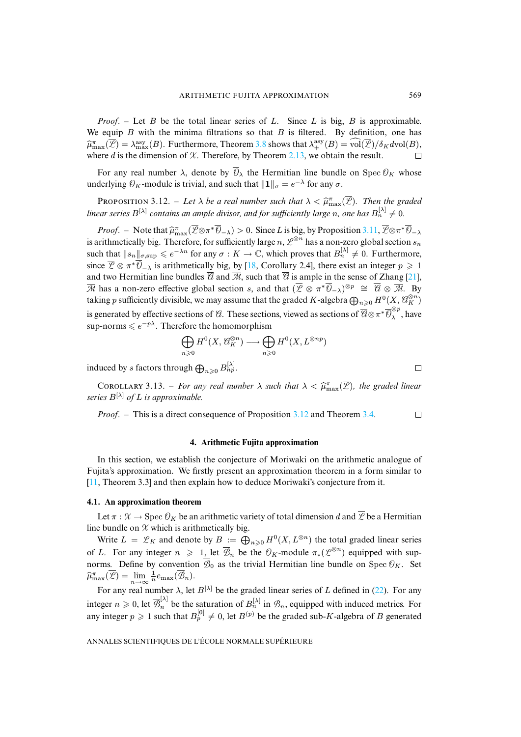*Proof*. – Let $B$ be the total linear series of $L$. Since $L$ is big, $B$ is approximable. We equip $B$ with the minima filtrations so that $B$ is filtered. By definition, one has $\widehat{\mu}^{\pi}_{\max}(\overline{\mathscr{L}}) = \lambda^{\rm asy}_{\max}(B)$. Furthermore, Theorem 3.8 shows that $\lambda^{\rm asy}_{+}(B) = \widehat{\rm vol}(\overline{\mathscr{L}})/\delta_K d{\rm vol}(B)$, where $d$ is the dimension of $\mathscr{X}$. Therefore, by Theorem 2.13, we obtain the result. □

For any real number $\lambda$, denote by $\overline{\mathcal{O}}_\lambda$ the Hermitian line bundle on $\operatorname{Spec} \mathcal{O}_K$ whose underlying $\mathcal{O}_K$-module is trivial, and such that $\|\mathbf{1}\|_\sigma = e^{-\lambda}$ for any $\sigma$.

Proposition 3.12. – *Let $\lambda$ be a real number such that $\lambda < \widehat{\mu}^{\pi}_{\max}(\overline{\mathscr{L}})$. Then the graded linear series $B^{[\lambda]}$ contains an ample divisor, and for sufficiently large $n$, one has $B^{[\lambda]}_n \neq 0$.*

*Proof*. – Note that $\widehat{\mu}^{\pi}_{\max}(\overline{\mathscr{L}}\otimes\pi^*\overline{\mathcal{O}}_{-\lambda}) > 0$. Since $L$ is big, by Proposition 3.11, $\overline{\mathscr{L}}\otimes\pi^*\overline{\mathcal{O}}_{-\lambda}$ is arithmetically big. Therefore, for sufficiently large $n$, $\mathscr{L}^{\otimes n}$ has a non-zero global section $s_n$ such that $\|s_n\|_{\sigma,\sup} \leqslant e^{-\lambda n}$ for any $\sigma : K \to \mathbb{C}$, which proves that $B^{[\lambda]}_n \neq 0$. Furthermore, since $\overline{\mathscr{L}} \otimes \pi^*\overline{\mathcal{O}}_{-\lambda}$ is arithmetically big, by [18, Corollary 2.4], there exist an integer $p \geqslant 1$ and two Hermitian line bundles $\overline{\mathscr{A}}$ and $\overline{\mathscr{M}}$, such that $\overline{\mathscr{A}}$ is ample in the sense of Zhang [21], $\overline{\mathscr{M}}$ has a non-zero effective global section $s$, and that $(\overline{\mathscr{L}} \otimes \pi^*\overline{\mathcal{O}}_{-\lambda})^{\otimes p} \cong \overline{\mathscr{A}} \otimes \overline{\mathscr{M}}$. By taking $p$ sufficiently divisible, we may assume that the graded $K$-algebra $\bigoplus_{n\geqslant 0} H^0(X, \mathscr{A}_K^{\otimes n})$ is generated by effective sections of $\overline{\mathscr{A}}$. These sections, viewed as sections of $\overline{\mathscr{A}}\otimes\pi^*\overline{\mathcal{O}}_{\lambda}^{\otimes p}$, have sup-norms $\leqslant e^{-p\lambda}$. Therefore the homomorphism

$$\bigoplus_{n\geqslant 0} H^0(X, \mathscr{A}_K^{\otimes n}) \longrightarrow \bigoplus_{n\geqslant 0} H^0(X, L^{\otimes np})$$

induced by $s$ factors through $\bigoplus_{n\geqslant 0} B^{[\lambda]}_{np}$. □

Corollary 3.13. – *For any real number $\lambda$ such that $\lambda < \widehat{\mu}^{\pi}_{\max}(\overline{\mathscr{L}})$, the graded linear series $B^{[\lambda]}$ of $L$ is approximable.*

*Proof*. – This is a direct consequence of Proposition 3.12 and Theorem 3.4. □

## 4. Arithmetic Fujita approximation

In this section, we establish the conjecture of Moriwaki on the arithmetic analogue of Fujita's approximation. We firstly present an approximation theorem in a form similar to [11, Theorem 3.3] and then explain how to deduce Moriwaki's conjecture from it.

### 4.1. An approximation theorem

Let $\pi : \mathscr{X} \to \operatorname{Spec} \mathcal{O}_K$ be an arithmetic variety of total dimension $d$ and $\overline{\mathscr{L}}$ be a Hermitian line bundle on $\mathscr{X}$ which is arithmetically big.

Write $L = \mathscr{L}_K$ and denote by $B := \bigoplus_{n\geqslant 0} H^0(X, L^{\otimes n})$ the total graded linear series of $L$. For any integer $n \geqslant 1$, let $\overline{\mathscr{B}}_n$ be the $\mathcal{O}_K$-module $\pi_*(\mathscr{L}^{\otimes n})$ equipped with sup-norms. Define by convention $\overline{\mathscr{B}}_0$ as the trivial Hermitian line bundle on $\operatorname{Spec} \mathcal{O}_K$. Set $\widehat{\mu}^{\pi}_{\max}(\overline{\mathscr{L}}) = \lim\limits_{n\to\infty} \frac{1}{n} e_{\max}(\overline{\mathscr{B}}_n)$.

For any real number $\lambda$, let $B^{[\lambda]}$ be the graded linear series of $L$ defined in (22). For any integer $n \geqslant 0$, let $\overline{\mathscr{B}}^{[\lambda]}_n$ be the saturation of $B^{[\lambda]}_n$ in $\mathscr{B}_n$, equipped with induced metrics. For any integer $p \geqslant 1$ such that $B^{[0]}_p \neq 0$, let $B^{(p)}$ be the graded sub-$K$-algebra of $B$ generated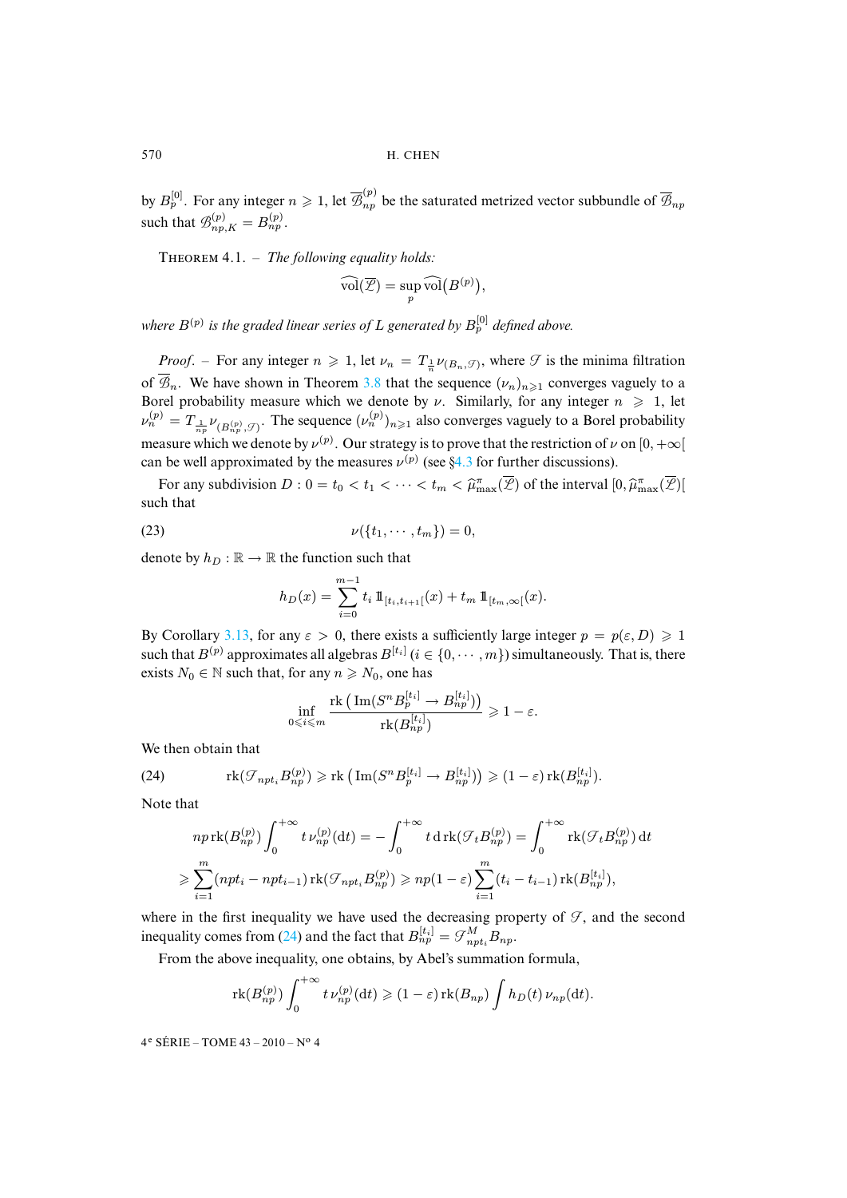by $B_p^{[0]}$. For any integer $n \geqslant 1$, let $\overline{\mathcal{B}}_{np}^{(p)}$ be the saturated metrized vector subbundle of $\overline{\mathcal{B}}_{np}$ such that $\mathcal{B}_{np,K}^{(p)} = B_{np}^{(p)}$.

THEOREM 4.1. – *The following equality holds:*

$$\widehat{\mathrm{vol}}(\overline{\mathcal{L}}) = \sup_p \widehat{\mathrm{vol}}\big(B^{(p)}\big),$$

*where $B^{(p)}$ is the graded linear series of $L$ generated by $B_p^{[0]}$ defined above.*

*Proof*. – For any integer $n \geqslant 1$, let $\nu_n = T_{\frac{1}{n}}\nu_{(B_n,\mathcal{F})}$, where $\mathcal{F}$ is the minima filtration of $\overline{\mathcal{B}}_n$. We have shown in Theorem 3.8 that the sequence $(\nu_n)_{n\geqslant 1}$ converges vaguely to a Borel probability measure which we denote by $\nu$. Similarly, for any integer $n \geqslant 1$, let $\nu_n^{(p)} = T_{\frac{1}{np}}\nu_{(B_{np}^{(p)},\mathcal{F})}$. The sequence $(\nu_n^{(p)})_{n\geqslant 1}$ also converges vaguely to a Borel probability measure which we denote by $\nu^{(p)}$. Our strategy is to prove that the restriction of $\nu$ on $[0,+\infty[$ can be well approximated by the measures $\nu^{(p)}$ (see §4.3 for further discussions).

For any subdivision $D : 0 = t_0 < t_1 < \cdots < t_m < \widehat{\mu}_{\max}^{\pi}(\overline{\mathcal{L}})$ of the interval $[0,\widehat{\mu}_{\max}^{\pi}(\overline{\mathcal{L}})[$ such that

$$\nu(\{t_1,\cdots,t_m\}) = 0, \tag{23}$$

denote by $h_D : \mathbb{R} \to \mathbb{R}$ the function such that

$$h_D(x) = \sum_{i=0}^{m-1} t_i\, \mathbb{1}_{[t_i,t_{i+1}[}(x) + t_m\, \mathbb{1}_{[t_m,\infty[}(x).$$

By Corollary 3.13, for any $\varepsilon > 0$, there exists a sufficiently large integer $p = p(\varepsilon, D) \geqslant 1$ such that $B^{(p)}$ approximates all algebras $B^{[t_i]}$ ($i \in \{0,\cdots,m\}$) simultaneously. That is, there exists $N_0 \in \mathbb{N}$ such that, for any $n \geqslant N_0$, one has

$$\inf_{0\leqslant i\leqslant m} \frac{\mathrm{rk}\left(\mathrm{Im}(S^n B_p^{[t_i]} \to B_{np}^{[t_i]})\right)}{\mathrm{rk}(B_{np}^{[t_i]})} \geqslant 1-\varepsilon.$$

We then obtain that

$$\mathrm{rk}(\mathcal{F}_{npt_i} B_{np}^{(p)}) \geqslant \mathrm{rk}\left(\mathrm{Im}(S^n B_p^{[t_i]} \to B_{np}^{[t_i]})\right) \geqslant (1-\varepsilon)\,\mathrm{rk}(B_{np}^{[t_i]}). \tag{24}$$

Note that

$$\begin{aligned}
&np\,\mathrm{rk}(B_{np}^{(p)}) \int_0^{+\infty} t\,\nu_{np}^{(p)}(\mathrm{d}t) = -\int_0^{+\infty} t\,\mathrm{d}\,\mathrm{rk}(\mathcal{F}_t B_{np}^{(p)}) = \int_0^{+\infty} \mathrm{rk}(\mathcal{F}_t B_{np}^{(p)})\,\mathrm{d}t \\
&\geqslant \sum_{i=1}^m (npt_i - npt_{i-1})\,\mathrm{rk}(\mathcal{F}_{npt_i} B_{np}^{(p)}) \geqslant np(1-\varepsilon)\sum_{i=1}^m (t_i - t_{i-1})\,\mathrm{rk}(B_{np}^{[t_i]}),
\end{aligned}$$

where in the first inequality we have used the decreasing property of $\mathcal{F}$, and the second inequality comes from (24) and the fact that $B_{np}^{[t_i]} = \mathcal{F}_{npt_i}^M B_{np}$.

From the above inequality, one obtains, by Abel's summation formula,

$$\mathrm{rk}(B_{np}^{(p)}) \int_0^{+\infty} t\,\nu_{np}^{(p)}(\mathrm{d}t) \geqslant (1-\varepsilon)\,\mathrm{rk}(B_{np}) \int h_D(t)\,\nu_{np}(\mathrm{d}t).$$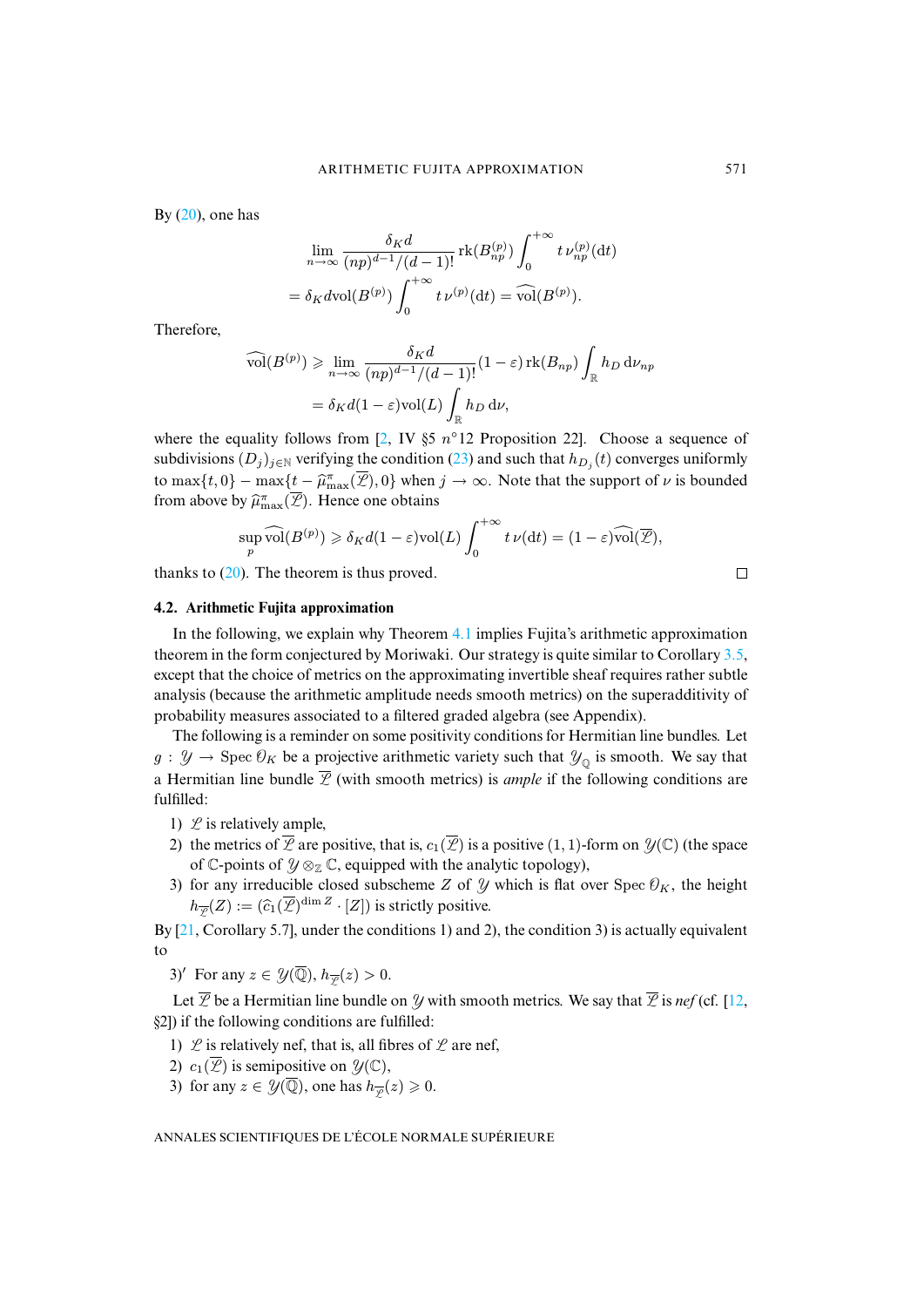By (20), one has

$$\lim_{n\to\infty}\frac{\delta_K d}{(np)^{d-1}/(d-1)!}\operatorname{rk}(B_{np}^{(p)})\int_0^{+\infty} t\,\nu_{np}^{(p)}(\mathrm{d}t)$$
$$=\delta_K d\operatorname{vol}(B^{(p)})\int_0^{+\infty} t\,\nu^{(p)}(\mathrm{d}t)=\widehat{\operatorname{vol}}(B^{(p)}).$$

Therefore,

$$\widehat{\operatorname{vol}}(B^{(p)})\geqslant\lim_{n\to\infty}\frac{\delta_K d}{(np)^{d-1}/(d-1)!}(1-\varepsilon)\operatorname{rk}(B_{np})\int_{\mathbb{R}} h_D\,\mathrm{d}\nu_{np}$$
$$=\delta_K d(1-\varepsilon)\operatorname{vol}(L)\int_{\mathbb{R}} h_D\,\mathrm{d}\nu,$$

where the equality follows from [2, IV §5 $n^\circ$12 Proposition 22]. Choose a sequence of subdivisions $(D_j)_{j\in\mathbb{N}}$ verifying the condition (23) and such that $h_{D_j}(t)$ converges uniformly to $\max\{t,0\}-\max\{t-\widehat{\mu}_{\max}^{\pi}(\overline{\mathscr{L}}),0\}$ when $j\to\infty$. Note that the support of $\nu$ is bounded from above by $\widehat{\mu}_{\max}^{\pi}(\overline{\mathscr{L}})$. Hence one obtains

$$\sup_p\widehat{\operatorname{vol}}(B^{(p)})\geqslant\delta_K d(1-\varepsilon)\operatorname{vol}(L)\int_0^{+\infty} t\,\nu(\mathrm{d}t)=(1-\varepsilon)\widehat{\operatorname{vol}}(\overline{\mathscr{L}}),$$

thanks to (20). The theorem is thus proved. □

### 4.2. Arithmetic Fujita approximation

In the following, we explain why Theorem 4.1 implies Fujita's arithmetic approximation theorem in the form conjectured by Moriwaki. Our strategy is quite similar to Corollary 3.5, except that the choice of metrics on the approximating invertible sheaf requires rather subtle analysis (because the arithmetic amplitude needs smooth metrics) on the superadditivity of probability measures associated to a filtered graded algebra (see Appendix).

The following is a reminder on some positivity conditions for Hermitian line bundles. Let $g:\mathscr{Y}\to\operatorname{Spec}\mathcal{O}_K$ be a projective arithmetic variety such that $\mathscr{Y}_{\mathbb{Q}}$ is smooth. We say that a Hermitian line bundle $\overline{\mathscr{L}}$ (with smooth metrics) is *ample* if the following conditions are fulfilled:

1) $\mathscr{L}$ is relatively ample,
2) the metrics of $\overline{\mathscr{L}}$ are positive, that is, $c_1(\overline{\mathscr{L}})$ is a positive $(1,1)$-form on $\mathscr{Y}(\mathbb{C})$ (the space of $\mathbb{C}$-points of $\mathscr{Y}\otimes_{\mathbb{Z}}\mathbb{C}$, equipped with the analytic topology),
3) for any irreducible closed subscheme $Z$ of $\mathscr{Y}$ which is flat over $\operatorname{Spec}\mathcal{O}_K$, the height $h_{\overline{\mathscr{L}}}(Z):=(\widehat{c}_1(\overline{\mathscr{L}})^{\dim Z}\cdot[Z])$ is strictly positive.

By [21, Corollary 5.7], under the conditions 1) and 2), the condition 3) is actually equivalent to

3)′ For any $z\in\mathscr{Y}(\overline{\mathbb{Q}})$, $h_{\overline{\mathscr{L}}}(z)>0$.

Let $\overline{\mathscr{L}}$ be a Hermitian line bundle on $\mathscr{Y}$ with smooth metrics. We say that $\overline{\mathscr{L}}$ is *nef* (cf. [12, §2]) if the following conditions are fulfilled:

1) $\mathscr{L}$ is relatively nef, that is, all fibres of $\mathscr{L}$ are nef,
2) $c_1(\overline{\mathscr{L}})$ is semipositive on $\mathscr{Y}(\mathbb{C})$,
3) for any $z\in\mathscr{Y}(\overline{\mathbb{Q}})$, one has $h_{\overline{\mathscr{L}}}(z)\geqslant 0$.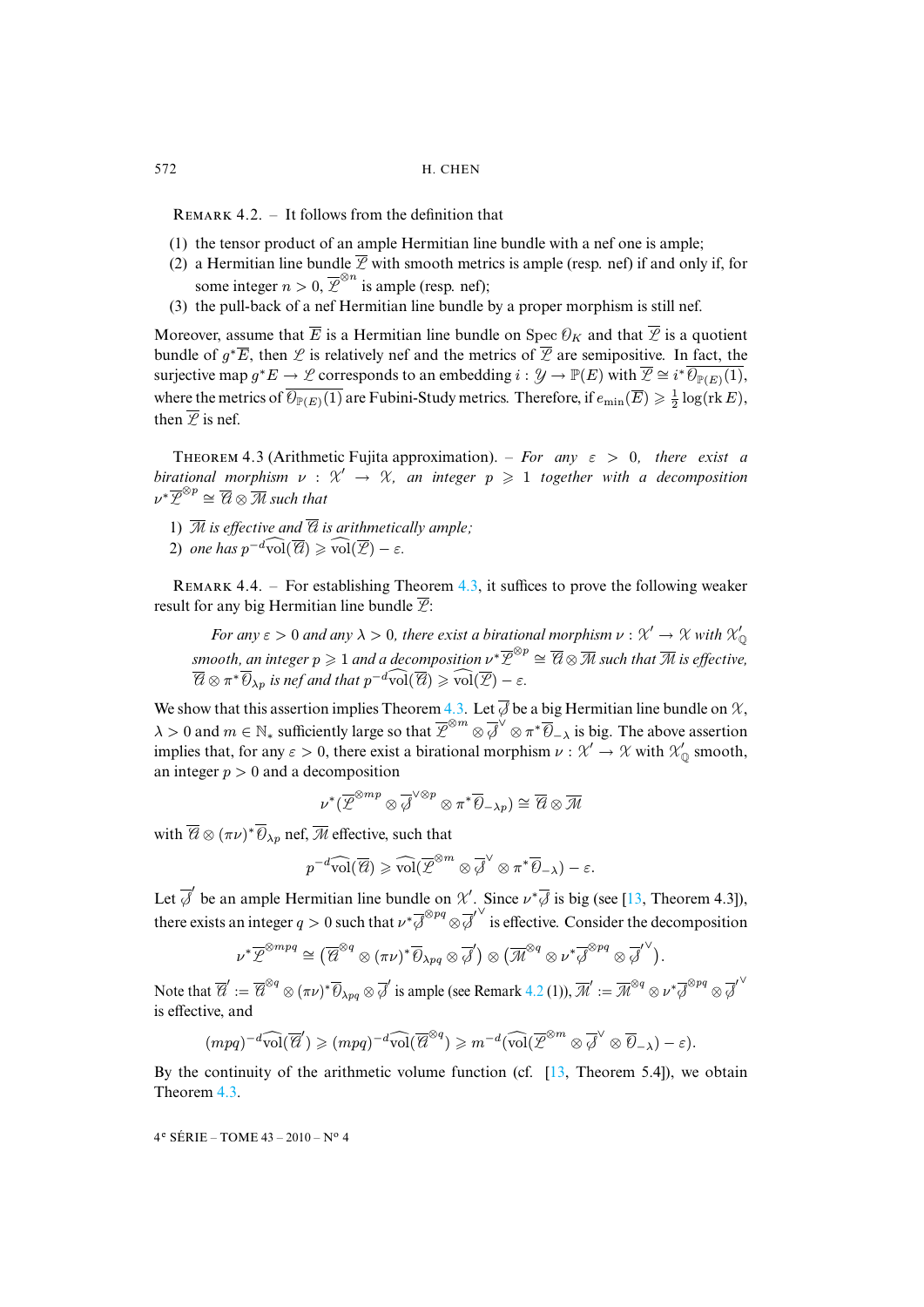REMARK 4.2. – It follows from the definition that

(1) the tensor product of an ample Hermitian line bundle with a nef one is ample;
(2) a Hermitian line bundle $\overline{\mathscr{L}}$ with smooth metrics is ample (resp. nef) if and only if, for some integer $n > 0$, $\overline{\mathscr{L}}^{\otimes n}$ is ample (resp. nef);
(3) the pull-back of a nef Hermitian line bundle by a proper morphism is still nef.

Moreover, assume that $\overline{E}$ is a Hermitian line bundle on $\operatorname{Spec} \mathcal{O}_K$ and that $\overline{\mathscr{L}}$ is a quotient bundle of $g^*\overline{E}$, then $\mathscr{L}$ is relatively nef and the metrics of $\overline{\mathscr{L}}$ are semipositive. In fact, the surjective map $g^*E \to \mathscr{L}$ corresponds to an embedding $i : \mathscr{Y} \to \mathbb{P}(E)$ with $\overline{\mathscr{L}} \cong i^*\overline{\mathcal{O}_{\mathbb{P}(E)}(1)}$, where the metrics of $\overline{\mathcal{O}_{\mathbb{P}(E)}(1)}$ are Fubini-Study metrics. Therefore, if $e_{\min}(\overline{E}) \geqslant \frac{1}{2}\log(\operatorname{rk} E)$, then $\overline{\mathscr{L}}$ is nef.

THEOREM 4.3 (Arithmetic Fujita approximation). – *For any $\varepsilon > 0$, there exist a birational morphism $\nu : \mathscr{X}' \to \mathscr{X}$, an integer $p \geqslant 1$ together with a decomposition $\nu^*\overline{\mathscr{L}}^{\otimes p} \cong \overline{\mathscr{A}} \otimes \overline{\mathscr{M}}$ such that*

1) *$\overline{\mathscr{M}}$ is effective and $\overline{\mathscr{A}}$ is arithmetically ample;*
2) *one has $p^{-d}\widehat{\operatorname{vol}}(\overline{\mathscr{A}}) \geqslant \widehat{\operatorname{vol}}(\overline{\mathscr{L}}) - \varepsilon$.*

REMARK 4.4. – For establishing Theorem 4.3, it suffices to prove the following weaker result for any big Hermitian line bundle $\overline{\mathscr{L}}$:

> *For any $\varepsilon > 0$ and any $\lambda > 0$, there exist a birational morphism $\nu : \mathscr{X}' \to \mathscr{X}$ with $\mathscr{X}'_{\mathbb{Q}}$ smooth, an integer $p \geqslant 1$ and a decomposition $\nu^*\overline{\mathscr{L}}^{\otimes p} \cong \overline{\mathscr{A}} \otimes \overline{\mathscr{M}}$ such that $\overline{\mathscr{M}}$ is effective, $\overline{\mathscr{A}} \otimes \pi^*\overline{\mathcal{O}}_{\lambda p}$ is nef and that $p^{-d}\widehat{\operatorname{vol}}(\overline{\mathscr{A}}) \geqslant \widehat{\operatorname{vol}}(\overline{\mathscr{L}}) - \varepsilon$.*

We show that this assertion implies Theorem 4.3. Let $\overline{\mathscr{J}}$ be a big Hermitian line bundle on $\mathscr{X}$, $\lambda > 0$ and $m \in \mathbb{N}_*$ sufficiently large so that $\overline{\mathscr{L}}^{\otimes m} \otimes \overline{\mathscr{J}}^\vee \otimes \pi^*\overline{\mathcal{O}}_{-\lambda}$ is big. The above assertion implies that, for any $\varepsilon > 0$, there exist a birational morphism $\nu : \mathscr{X}' \to \mathscr{X}$ with $\mathscr{X}'_{\mathbb{Q}}$ smooth, an integer $p > 0$ and a decomposition

$$\nu^*(\overline{\mathscr{L}}^{\otimes mp} \otimes \overline{\mathscr{J}}^{\vee \otimes p} \otimes \pi^*\overline{\mathcal{O}}_{-\lambda p}) \cong \overline{\mathscr{A}} \otimes \overline{\mathscr{M}}$$

with $\overline{\mathscr{A}} \otimes (\pi\nu)^*\overline{\mathcal{O}}_{\lambda p}$ nef, $\overline{\mathscr{M}}$ effective, such that

$$p^{-d}\widehat{\operatorname{vol}}(\overline{\mathscr{A}}) \geqslant \widehat{\operatorname{vol}}(\overline{\mathscr{L}}^{\otimes m} \otimes \overline{\mathscr{J}}^\vee \otimes \pi^*\overline{\mathcal{O}}_{-\lambda}) - \varepsilon.$$

Let $\overline{\mathscr{J}}'$ be an ample Hermitian line bundle on $\mathscr{X}'$. Since $\nu^*\overline{\mathscr{J}}$ is big (see [13, Theorem 4.3]), there exists an integer $q > 0$ such that $\nu^*\overline{\mathscr{J}}^{\otimes pq} \otimes \overline{\mathscr{J}}'^\vee$ is effective. Consider the decomposition

$$\nu^*\overline{\mathscr{L}}^{\otimes mpq} \cong \big(\overline{\mathscr{A}}^{\otimes q} \otimes (\pi\nu)^*\overline{\mathcal{O}}_{\lambda pq} \otimes \overline{\mathscr{J}}'\big) \otimes \big(\overline{\mathscr{M}}^{\otimes q} \otimes \nu^*\overline{\mathscr{J}}^{\otimes pq} \otimes \overline{\mathscr{J}}'^\vee\big).$$

Note that $\overline{\mathscr{A}}' := \overline{\mathscr{A}}^{\otimes q} \otimes (\pi\nu)^*\overline{\mathcal{O}}_{\lambda pq} \otimes \overline{\mathscr{J}}'$ is ample (see Remark 4.2 (1)), $\overline{\mathscr{M}}' := \overline{\mathscr{M}}^{\otimes q} \otimes \nu^*\overline{\mathscr{J}}^{\otimes pq} \otimes \overline{\mathscr{J}}'^\vee$ is effective, and

$$(mpq)^{-d}\widehat{\operatorname{vol}}(\overline{\mathscr{A}}') \geqslant (mpq)^{-d}\widehat{\operatorname{vol}}(\overline{\mathscr{A}}^{\otimes q}) \geqslant m^{-d}\big(\widehat{\operatorname{vol}}(\overline{\mathscr{L}}^{\otimes m} \otimes \overline{\mathscr{J}}^\vee \otimes \overline{\mathcal{O}}_{-\lambda}) - \varepsilon\big).$$

By the continuity of the arithmetic volume function (cf. [13, Theorem 5.4]), we obtain Theorem 4.3.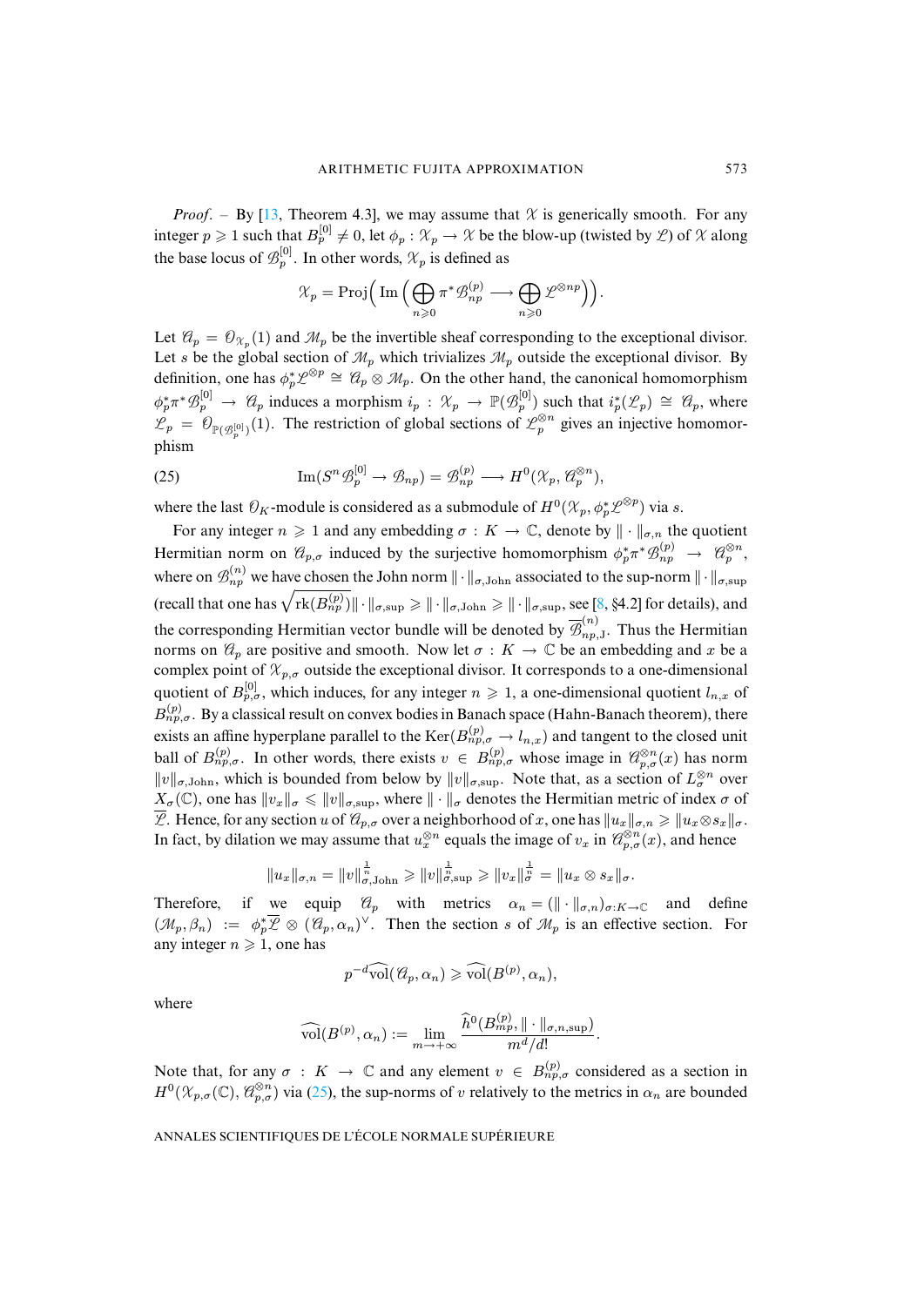*Proof*. – By [13, Theorem 4.3], we may assume that $\mathcal{X}$ is generically smooth. For any integer $p \geqslant 1$ such that $B_p^{[0]} \neq 0$, let $\phi_p : \mathcal{X}_p \to \mathcal{X}$ be the blow-up (twisted by $\mathcal{L}$) of $\mathcal{X}$ along the base locus of $\mathcal{B}_p^{[0]}$. In other words, $\mathcal{X}_p$ is defined as

$$\mathcal{X}_p = \operatorname{Proj}\Big(\operatorname{Im}\Big(\bigoplus_{n\geqslant 0} \pi^*\mathcal{B}_{np}^{(p)} \longrightarrow \bigoplus_{n\geqslant 0} \mathcal{L}^{\otimes np}\Big)\Big).$$

Let $\mathcal{A}_p = \mathcal{O}_{\mathcal{X}_p}(1)$ and $\mathcal{M}_p$ be the invertible sheaf corresponding to the exceptional divisor. Let $s$ be the global section of $\mathcal{M}_p$ which trivializes $\mathcal{M}_p$ outside the exceptional divisor. By definition, one has $\phi_p^*\mathcal{L}^{\otimes p} \cong \mathcal{A}_p \otimes \mathcal{M}_p$. On the other hand, the canonical homomorphism $\phi_p^*\pi^*\mathcal{B}_p^{[0]} \to \mathcal{A}_p$ induces a morphism $i_p : \mathcal{X}_p \to \mathbb{P}(\mathcal{B}_p^{[0]})$ such that $i_p^*(\mathcal{L}_p) \cong \mathcal{A}_p$, where $\mathcal{L}_p = \mathcal{O}_{\mathbb{P}(\mathcal{B}_p^{[0]})}(1)$. The restriction of global sections of $\mathcal{L}_p^{\otimes n}$ gives an injective homomorphism

$$\operatorname{Im}(S^n\mathcal{B}_p^{[0]} \to \mathcal{B}_{np}) = \mathcal{B}_{np}^{(p)} \longrightarrow H^0(\mathcal{X}_p, \mathcal{A}_p^{\otimes n}), \tag{25}$$

where the last $\mathcal{O}_K$-module is considered as a submodule of $H^0(\mathcal{X}_p, \phi_p^*\mathcal{L}^{\otimes p})$ via $s$.

For any integer $n \geqslant 1$ and any embedding $\sigma : K \to \mathbb{C}$, denote by $\|\cdot\|_{\sigma,n}$ the quotient Hermitian norm on $\mathcal{A}_{p,\sigma}$ induced by the surjective homomorphism $\phi_p^*\pi^*\mathcal{B}_{np}^{(p)} \to \mathcal{A}_p^{\otimes n}$, where on $\mathcal{B}_{np}^{(n)}$ we have chosen the John norm $\|\cdot\|_{\sigma,\mathrm{John}}$ associated to the sup-norm $\|\cdot\|_{\sigma,\sup}$ (recall that one has $\sqrt{\operatorname{rk}(B_{np}^{(p)})}\|\cdot\|_{\sigma,\sup} \geqslant \|\cdot\|_{\sigma,\mathrm{John}} \geqslant \|\cdot\|_{\sigma,\sup}$, see [8, §4.2] for details), and the corresponding Hermitian vector bundle will be denoted by $\overline{\mathcal{B}}_{np,\mathrm{J}}^{(n)}$. Thus the Hermitian norms on $\mathcal{A}_p$ are positive and smooth. Now let $\sigma : K \to \mathbb{C}$ be an embedding and $x$ be a complex point of $\mathcal{X}_{p,\sigma}$ outside the exceptional divisor. It corresponds to a one-dimensional quotient of $B_{p,\sigma}^{[0]}$, which induces, for any integer $n \geqslant 1$, a one-dimensional quotient $l_{n,x}$ of $B_{np,\sigma}^{(p)}$. By a classical result on convex bodies in Banach space (Hahn-Banach theorem), there exists an affine hyperplane parallel to the $\operatorname{Ker}(B_{np,\sigma}^{(p)} \to l_{n,x})$ and tangent to the closed unit ball of $B_{np,\sigma}^{(p)}$. In other words, there exists $v \in B_{np,\sigma}^{(p)}$ whose image in $\mathcal{A}_{p,\sigma}^{\otimes n}(x)$ has norm $\|v\|_{\sigma,\mathrm{John}}$, which is bounded from below by $\|v\|_{\sigma,\sup}$. Note that, as a section of $L_\sigma^{\otimes n}$ over $X_\sigma(\mathbb{C})$, one has $\|v_x\|_\sigma \leqslant \|v\|_{\sigma,\sup}$, where $\|\cdot\|_\sigma$ denotes the Hermitian metric of index $\sigma$ of $\overline{\mathcal{L}}$. Hence, for any section $u$ of $\mathcal{A}_{p,\sigma}$ over a neighborhood of $x$, one has $\|u_x\|_{\sigma,n} \geqslant \|u_x \otimes s_x\|_\sigma$. In fact, by dilation we may assume that $u_x^{\otimes n}$ equals the image of $v_x$ in $\mathcal{A}_{p,\sigma}^{\otimes n}(x)$, and hence

$$\|u_x\|_{\sigma,n} = \|v\|_{\sigma,\mathrm{John}}^{\frac{1}{n}} \geqslant \|v\|_{\sigma,\sup}^{\frac{1}{n}} \geqslant \|v_x\|_\sigma^{\frac{1}{n}} = \|u_x \otimes s_x\|_\sigma.$$

Therefore, if we equip $\mathcal{A}_p$ with metrics $\alpha_n = (\|\cdot\|_{\sigma,n})_{\sigma:K\to\mathbb{C}}$ and define $(\mathcal{M}_p, \beta_n) := \phi_p^*\overline{\mathcal{L}} \otimes (\mathcal{A}_p, \alpha_n)^\vee$. Then the section $s$ of $\mathcal{M}_p$ is an effective section. For any integer $n \geqslant 1$, one has

$$p^{-d}\widehat{\operatorname{vol}}(\mathcal{A}_p, \alpha_n) \geqslant \widehat{\operatorname{vol}}(B^{(p)}, \alpha_n),$$

where

$$\widehat{\operatorname{vol}}(B^{(p)}, \alpha_n) := \lim_{m\to+\infty} \frac{\widehat{h}^0(B_{mp}^{(p)}, \|\cdot\|_{\sigma,n,\sup})}{m^d/d!}.$$

Note that, for any $\sigma : K \to \mathbb{C}$ and any element $v \in B_{np,\sigma}^{(p)}$ considered as a section in $H^0(\mathcal{X}_{p,\sigma}(\mathbb{C}), \mathcal{A}_{p,\sigma}^{\otimes n})$ via (25), the sup-norms of $v$ relatively to the metrics in $\alpha_n$ are bounded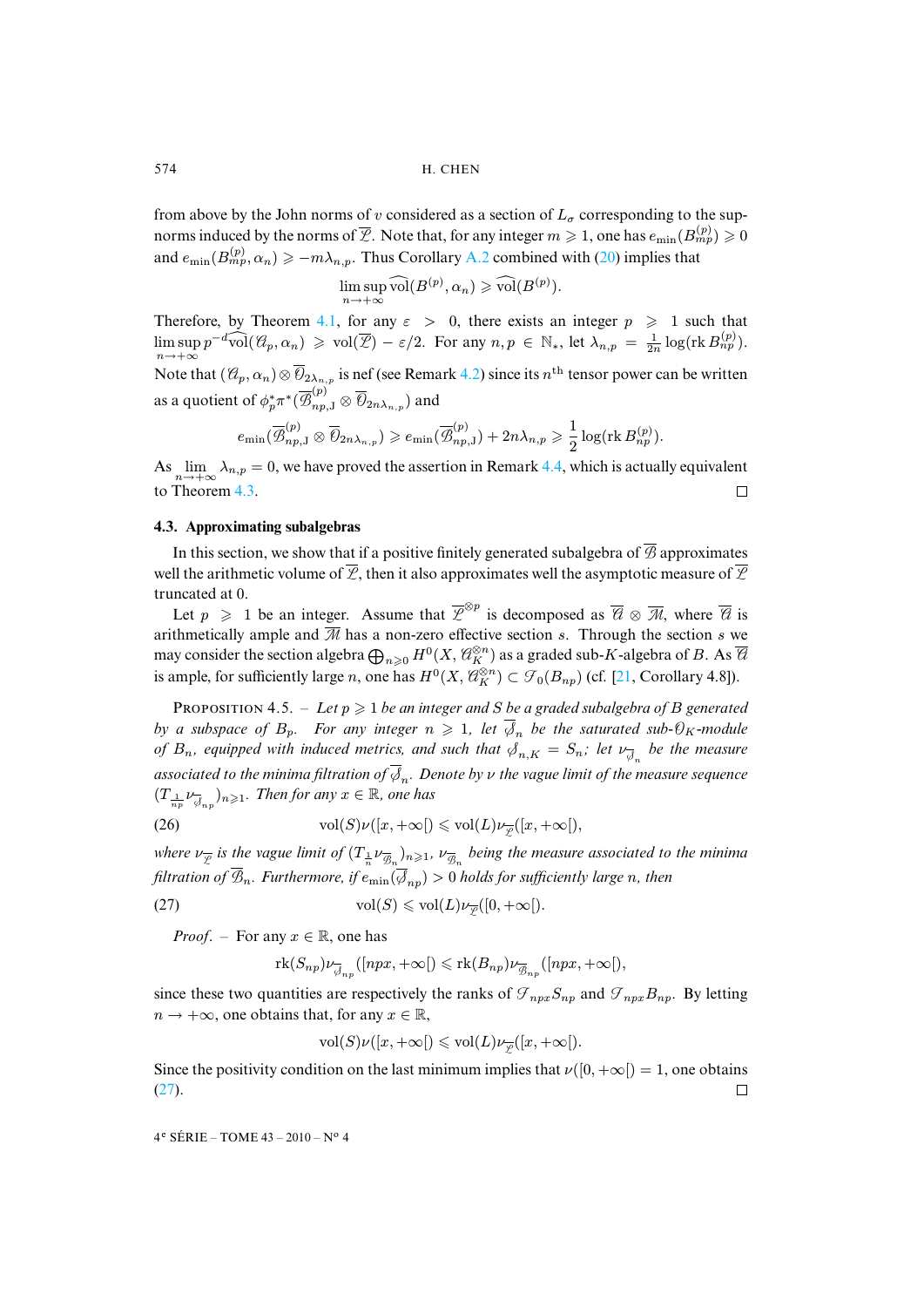from above by the John norms of $v$ considered as a section of $L_\sigma$ corresponding to the sup-norms induced by the norms of $\overline{\mathscr{L}}$. Note that, for any integer $m \geqslant 1$, one has $e_{\min}(B^{(p)}_{mp}) \geqslant 0$ and $e_{\min}(B^{(p)}_{mp}, \alpha_n) \geqslant -m\lambda_{n,p}$. Thus Corollary A.2 combined with (20) implies that

$$\limsup_{n\to+\infty} \widehat{\mathrm{vol}}(B^{(p)}, \alpha_n) \geqslant \widehat{\mathrm{vol}}(B^{(p)}).$$

Therefore, by Theorem 4.1, for any $\varepsilon > 0$, there exists an integer $p \geqslant 1$ such that $\limsup_{n\to+\infty} p^{-d}\widehat{\mathrm{vol}}(\mathscr{A}_p, \alpha_n) \geqslant \mathrm{vol}(\overline{\mathscr{L}}) - \varepsilon/2$. For any $n, p \in \mathbb{N}_*$, let $\lambda_{n,p} = \frac{1}{2n}\log(\mathrm{rk}\, B^{(p)}_{np})$. Note that $(\mathscr{A}_p, \alpha_n) \otimes \overline{\mathscr{O}}_{2\lambda_{n,p}}$ is nef (see Remark 4.2) since its $n^{\text{th}}$ tensor power can be written as a quotient of $\phi_p^*\pi^*(\overline{\mathscr{B}}^{(p)}_{np,\mathrm{J}} \otimes \overline{\mathscr{O}}_{2n\lambda_{n,p}})$ and

$$e_{\min}(\overline{\mathscr{B}}^{(p)}_{np,\mathrm{J}} \otimes \overline{\mathscr{O}}_{2n\lambda_{n,p}}) \geqslant e_{\min}(\overline{\mathscr{B}}^{(p)}_{np,\mathrm{J}}) + 2n\lambda_{n,p} \geqslant \frac{1}{2}\log(\mathrm{rk}\, B^{(p)}_{np}).$$

As $\lim_{n\to+\infty} \lambda_{n,p} = 0$, we have proved the assertion in Remark 4.4, which is actually equivalent to Theorem 4.3. □

### 4.3. Approximating subalgebras

In this section, we show that if a positive finitely generated subalgebra of $\overline{\mathscr{B}}$ approximates well the arithmetic volume of $\overline{\mathscr{L}}$, then it also approximates well the asymptotic measure of $\overline{\mathscr{L}}$ truncated at 0.

Let $p \geqslant 1$ be an integer. Assume that $\overline{\mathscr{L}}^{\otimes p}$ is decomposed as $\overline{\mathscr{A}} \otimes \overline{\mathscr{M}}$, where $\overline{\mathscr{A}}$ is arithmetically ample and $\overline{\mathscr{M}}$ has a non-zero effective section $s$. Through the section $s$ we may consider the section algebra $\bigoplus_{n\geqslant 0} H^0(X, \mathscr{A}_K^{\otimes n})$ as a graded sub-$K$-algebra of $B$. As $\overline{\mathscr{A}}$ is ample, for sufficiently large $n$, one has $H^0(X, \mathscr{A}_K^{\otimes n}) \subset \mathscr{F}_0(B_{np})$ (cf. [21, Corollary 4.8]).

Proposition 4.5. – *Let $p \geqslant 1$ be an integer and $S$ be a graded subalgebra of $B$ generated by a subspace of $B_p$. For any integer $n \geqslant 1$, let $\overline{\mathscr{S}}_n$ be the saturated sub-$\mathcal{O}_K$-module of $B_n$, equipped with induced metrics, and such that $\mathscr{S}_{n,K} = S_n$; let $\nu_{\overline{\mathscr{S}}_n}$ be the measure associated to the minima filtration of $\overline{\mathscr{S}}_n$. Denote by $\nu$ the vague limit of the measure sequence $(T_{\frac{1}{np}}\nu_{\overline{\mathscr{S}}_{np}})_{n\geqslant 1}$. Then for any $x \in \mathbb{R}$, one has*

$$\mathrm{vol}(S)\nu([x, +\infty[) \leqslant \mathrm{vol}(L)\nu_{\overline{\mathscr{L}}}([x, +\infty[), \tag{26}$$

*where $\nu_{\overline{\mathscr{L}}}$ is the vague limit of $(T_{\frac{1}{n}}\nu_{\overline{\mathscr{B}}_n})_{n\geqslant 1}$, $\nu_{\overline{\mathscr{B}}_n}$ being the measure associated to the minima filtration of $\overline{\mathscr{B}}_n$. Furthermore, if $e_{\min}(\overline{\mathscr{S}}_{np}) > 0$ holds for sufficiently large $n$, then*

$$\mathrm{vol}(S) \leqslant \mathrm{vol}(L)\nu_{\overline{\mathscr{L}}}([0, +\infty[). \tag{27}$$

*Proof.* – For any $x \in \mathbb{R}$, one has

$$\mathrm{rk}(S_{np})\nu_{\overline{\mathscr{S}}_{np}}([npx, +\infty[) \leqslant \mathrm{rk}(B_{np})\nu_{\overline{\mathscr{B}}_{np}}([npx, +\infty[),$$

since these two quantities are respectively the ranks of $\mathscr{F}_{npx}S_{np}$ and $\mathscr{F}_{npx}B_{np}$. By letting $n \to +\infty$, one obtains that, for any $x \in \mathbb{R}$,

$$\mathrm{vol}(S)\nu([x, +\infty[) \leqslant \mathrm{vol}(L)\nu_{\overline{\mathscr{L}}}([x, +\infty[).$$

Since the positivity condition on the last minimum implies that $\nu([0, +\infty[) = 1$, one obtains (27). □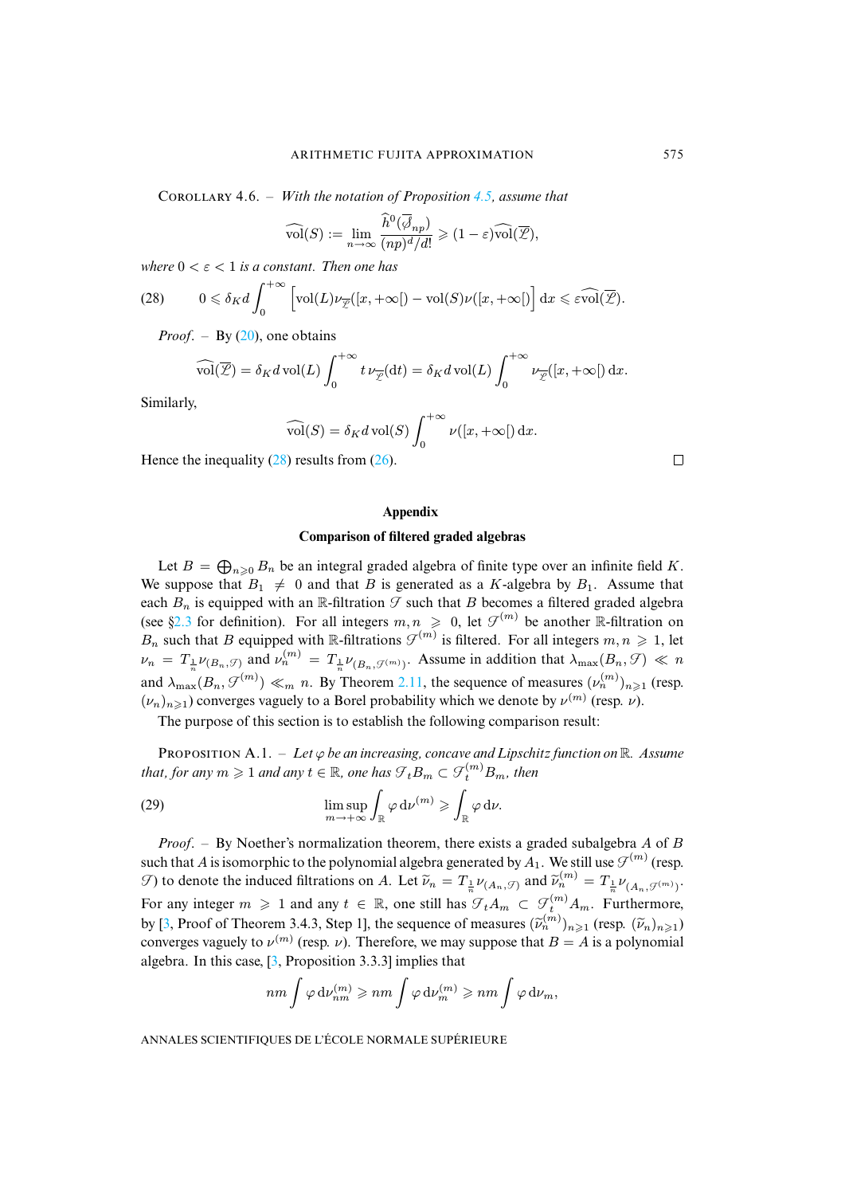COROLLARY 4.6. – *With the notation of Proposition 4.5, assume that*

$$\widehat{\mathrm{vol}}(S) := \lim_{n\to\infty} \frac{\widehat{h}^0(\overline{\mathscr{S}}_{np})}{(np)^d/d!} \geqslant (1-\varepsilon)\widehat{\mathrm{vol}}(\overline{\mathscr{L}}),$$

*where* $0 < \varepsilon < 1$ *is a constant. Then one has*

$$0 \leqslant \delta_K d \int_0^{+\infty} \Big[\mathrm{vol}(L)\nu_{\overline{\mathscr{L}}}([x,+\infty[) - \mathrm{vol}(S)\nu([x,+\infty[)\Big]\,\mathrm{d}x \leqslant \varepsilon\widehat{\mathrm{vol}}(\overline{\mathscr{L}}). \tag{28}$$

*Proof.* – By (20), one obtains

$$\widehat{\mathrm{vol}}(\overline{\mathscr{L}}) = \delta_K d\,\mathrm{vol}(L)\int_0^{+\infty} t\,\nu_{\overline{\mathscr{L}}}(\mathrm{d}t) = \delta_K d\,\mathrm{vol}(L)\int_0^{+\infty} \nu_{\overline{\mathscr{L}}}([x,+\infty[)\,\mathrm{d}x.$$

Similarly,

$$\widehat{\mathrm{vol}}(S) = \delta_K d\,\mathrm{vol}(S)\int_0^{+\infty} \nu([x,+\infty[)\,\mathrm{d}x.$$

Hence the inequality (28) results from (26). □

## Appendix

### Comparison of filtered graded algebras

Let $B = \bigoplus_{n\geqslant 0} B_n$ be an integral graded algebra of finite type over an infinite field $K$. We suppose that $B_1 \neq 0$ and that $B$ is generated as a $K$-algebra by $B_1$. Assume that each $B_n$ is equipped with an $\mathbb{R}$-filtration $\mathscr{F}$ such that $B$ becomes a filtered graded algebra (see §2.3 for definition). For all integers $m, n \geqslant 0$, let $\mathscr{F}^{(m)}$ be another $\mathbb{R}$-filtration on $B_n$ such that $B$ equipped with $\mathbb{R}$-filtrations $\mathscr{F}^{(m)}$ is filtered. For all integers $m, n \geqslant 1$, let $\nu_n = T_{\frac{1}{n}}\nu_{(B_n,\mathscr{F})}$ and $\nu_n^{(m)} = T_{\frac{1}{n}}\nu_{(B_n,\mathscr{F}^{(m)})}$. Assume in addition that $\lambda_{\max}(B_n,\mathscr{F}) \ll n$ and $\lambda_{\max}(B_n,\mathscr{F}^{(m)}) \ll_m n$. By Theorem 2.11, the sequence of measures $(\nu_n^{(m)})_{n\geqslant 1}$ (resp. $(\nu_n)_{n\geqslant 1}$) converges vaguely to a Borel probability which we denote by $\nu^{(m)}$ (resp. $\nu$).

The purpose of this section is to establish the following comparison result:

PROPOSITION A.1. – *Let* $\varphi$ *be an increasing, concave and Lipschitz function on* $\mathbb{R}$. *Assume that, for any* $m \geqslant 1$ *and any* $t \in \mathbb{R}$, *one has* $\mathscr{F}_t B_m \subset \mathscr{F}_t^{(m)} B_m$, *then*

$$\limsup_{m\to+\infty} \int_{\mathbb{R}} \varphi\,\mathrm{d}\nu^{(m)} \geqslant \int_{\mathbb{R}} \varphi\,\mathrm{d}\nu. \tag{29}$$

*Proof.* – By Noether's normalization theorem, there exists a graded subalgebra $A$ of $B$ such that $A$ is isomorphic to the polynomial algebra generated by $A_1$. We still use $\mathscr{F}^{(m)}$ (resp. $\mathscr{F}$) to denote the induced filtrations on $A$. Let $\widetilde{\nu}_n = T_{\frac{1}{n}}\nu_{(A_n,\mathscr{F})}$ and $\widetilde{\nu}_n^{(m)} = T_{\frac{1}{n}}\nu_{(A_n,\mathscr{F}^{(m)})}$. For any integer $m \geqslant 1$ and any $t \in \mathbb{R}$, one still has $\mathscr{F}_t A_m \subset \mathscr{F}_t^{(m)} A_m$. Furthermore, by [3, Proof of Theorem 3.4.3, Step 1], the sequence of measures $(\widetilde{\nu}_n^{(m)})_{n\geqslant 1}$ (resp. $(\widetilde{\nu}_n)_{n\geqslant 1}$) converges vaguely to $\nu^{(m)}$ (resp. $\nu$). Therefore, we may suppose that $B = A$ is a polynomial algebra. In this case, [3, Proposition 3.3.3] implies that

$$nm\int \varphi\,\mathrm{d}\nu_{nm}^{(m)} \geqslant nm\int \varphi\,\mathrm{d}\nu_m^{(m)} \geqslant nm\int \varphi\,\mathrm{d}\nu_m,$$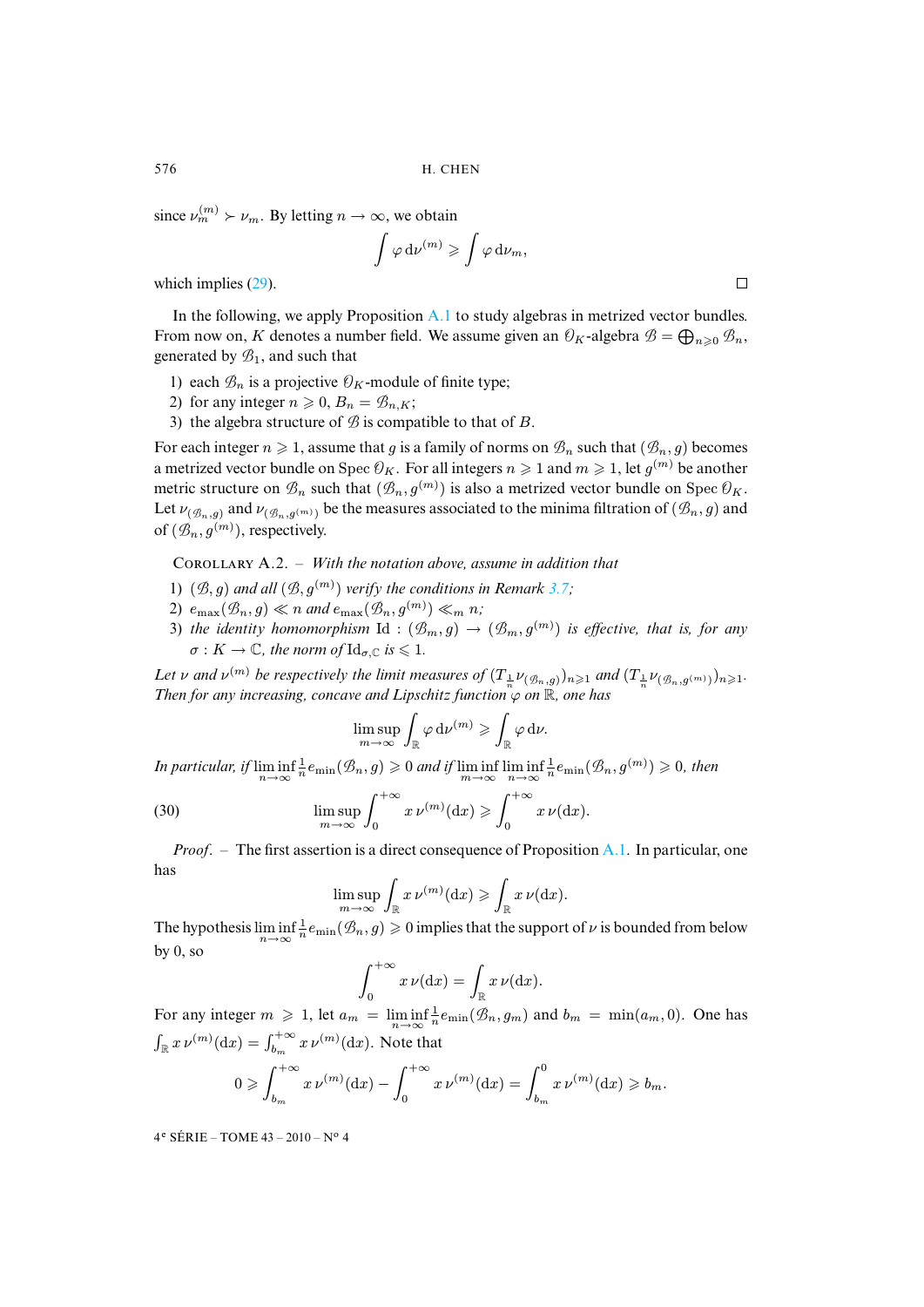since $\nu_m^{(m)} \succ \nu_m$. By letting $n \to \infty$, we obtain

$$\int \varphi \, \mathrm{d}\nu^{(m)} \geqslant \int \varphi \, \mathrm{d}\nu_m,$$

which implies (29). $\square$

In the following, we apply Proposition A.1 to study algebras in metrized vector bundles. From now on, $K$ denotes a number field. We assume given an $\mathcal{O}_K$-algebra $\mathcal{B} = \bigoplus_{n \geqslant 0} \mathcal{B}_n$, generated by $\mathcal{B}_1$, and such that

1) each $\mathcal{B}_n$ is a projective $\mathcal{O}_K$-module of finite type;
2) for any integer $n \geqslant 0$, $B_n = \mathcal{B}_{n,K}$;
3) the algebra structure of $\mathcal{B}$ is compatible to that of $B$.

For each integer $n \geqslant 1$, assume that $g$ is a family of norms on $\mathcal{B}_n$ such that $(\mathcal{B}_n, g)$ becomes a metrized vector bundle on $\operatorname{Spec} \mathcal{O}_K$. For all integers $n \geqslant 1$ and $m \geqslant 1$, let $g^{(m)}$ be another metric structure on $\mathcal{B}_n$ such that $(\mathcal{B}_n, g^{(m)})$ is also a metrized vector bundle on $\operatorname{Spec} \mathcal{O}_K$. Let $\nu_{(\mathcal{B}_n, g)}$ and $\nu_{(\mathcal{B}_n, g^{(m)})}$ be the measures associated to the minima filtration of $(\mathcal{B}_n, g)$ and of $(\mathcal{B}_n, g^{(m)})$, respectively.

Corollary A.2. – *With the notation above, assume in addition that*

1) *$(\mathcal{B}, g)$ and all $(\mathcal{B}, g^{(m)})$ verify the conditions in Remark 3.7;*
2) *$e_{\max}(\mathcal{B}_n, g) \ll n$ and $e_{\max}(\mathcal{B}_n, g^{(m)}) \ll_m n$;*
3) *the identity homomorphism $\mathrm{Id} : (\mathcal{B}_m, g) \to (\mathcal{B}_m, g^{(m)})$ is effective, that is, for any $\sigma : K \to \mathbb{C}$, the norm of $\mathrm{Id}_{\sigma,\mathbb{C}}$ is $\leqslant 1$.*

*Let $\nu$ and $\nu^{(m)}$ be respectively the limit measures of $(T_{\frac{1}{n}} \nu_{(\mathcal{B}_n, g)})_{n \geqslant 1}$ and $(T_{\frac{1}{n}} \nu_{(\mathcal{B}_n, g^{(m)})})_{n \geqslant 1}$. Then for any increasing, concave and Lipschitz function $\varphi$ on $\mathbb{R}$, one has*

$$\limsup_{m \to \infty} \int_{\mathbb{R}} \varphi \, \mathrm{d}\nu^{(m)} \geqslant \int_{\mathbb{R}} \varphi \, \mathrm{d}\nu.$$

*In particular, if $\liminf_{n \to \infty} \frac{1}{n} e_{\min}(\mathcal{B}_n, g) \geqslant 0$ and if $\liminf_{m \to \infty} \liminf_{n \to \infty} \frac{1}{n} e_{\min}(\mathcal{B}_n, g^{(m)}) \geqslant 0$, then*

$$\limsup_{m \to \infty} \int_0^{+\infty} x \, \nu^{(m)}(\mathrm{d}x) \geqslant \int_0^{+\infty} x \, \nu(\mathrm{d}x). \tag{30}$$

*Proof.* – The first assertion is a direct consequence of Proposition A.1. In particular, one has

$$\limsup_{m \to \infty} \int_{\mathbb{R}} x \, \nu^{(m)}(\mathrm{d}x) \geqslant \int_{\mathbb{R}} x \, \nu(\mathrm{d}x).$$

The hypothesis $\liminf_{n \to \infty} \frac{1}{n} e_{\min}(\mathcal{B}_n, g) \geqslant 0$ implies that the support of $\nu$ is bounded from below by 0, so

$$\int_0^{+\infty} x \, \nu(\mathrm{d}x) = \int_{\mathbb{R}} x \, \nu(\mathrm{d}x).$$

For any integer $m \geqslant 1$, let $a_m = \liminf_{n \to \infty} \frac{1}{n} e_{\min}(\mathcal{B}_n, g_m)$ and $b_m = \min(a_m, 0)$. One has $\int_{\mathbb{R}} x \, \nu^{(m)}(\mathrm{d}x) = \int_{b_m}^{+\infty} x \, \nu^{(m)}(\mathrm{d}x)$. Note that

$$0 \geqslant \int_{b_m}^{+\infty} x \, \nu^{(m)}(\mathrm{d}x) - \int_0^{+\infty} x \, \nu^{(m)}(\mathrm{d}x) = \int_{b_m}^0 x \, \nu^{(m)}(\mathrm{d}x) \geqslant b_m.$$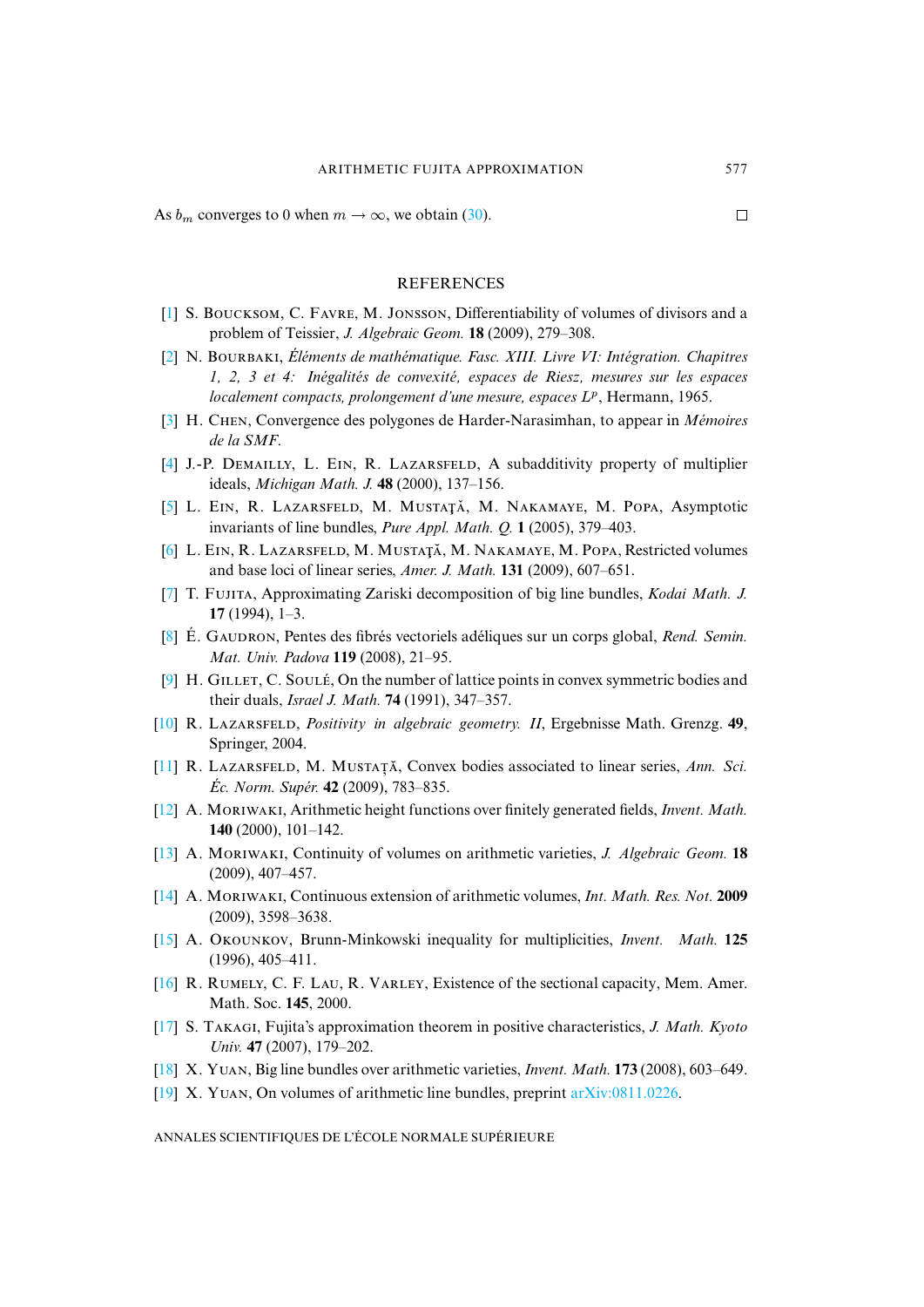As $b_m$ converges to 0 when $m \to \infty$, we obtain (30). □

## REFERENCES

[1] S. Boucksom, C. Favre, M. Jonsson, Differentiability of volumes of divisors and a problem of Teissier, *J. Algebraic Geom.* **18** (2009), 279–308.

[2] N. Bourbaki, *Éléments de mathématique. Fasc. XIII. Livre VI: Intégration. Chapitres 1, 2, 3 et 4: Inégalités de convexité, espaces de Riesz, mesures sur les espaces localement compacts, prolongement d'une mesure, espaces $L^p$*, Hermann, 1965.

[3] H. Chen, Convergence des polygones de Harder-Narasimhan, to appear in *Mémoires de la SMF*.

[4] J.-P. Demailly, L. Ein, R. Lazarsfeld, A subadditivity property of multiplier ideals, *Michigan Math. J.* **48** (2000), 137–156.

[5] L. Ein, R. Lazarsfeld, M. Mustaţă, M. Nakamaye, M. Popa, Asymptotic invariants of line bundles, *Pure Appl. Math. Q.* **1** (2005), 379–403.

[6] L. Ein, R. Lazarsfeld, M. Mustaţă, M. Nakamaye, M. Popa, Restricted volumes and base loci of linear series, *Amer. J. Math.* **131** (2009), 607–651.

[7] T. Fujita, Approximating Zariski decomposition of big line bundles, *Kodai Math. J.* **17** (1994), 1–3.

[8] É. Gaudron, Pentes des fibrés vectoriels adéliques sur un corps global, *Rend. Semin. Mat. Univ. Padova* **119** (2008), 21–95.

[9] H. Gillet, C. Soulé, On the number of lattice points in convex symmetric bodies and their duals, *Israel J. Math.* **74** (1991), 347–357.

[10] R. Lazarsfeld, *Positivity in algebraic geometry. II*, Ergebnisse Math. Grenzg. **49**, Springer, 2004.

[11] R. Lazarsfeld, M. Mustaţă, Convex bodies associated to linear series, *Ann. Sci. Éc. Norm. Supér.* **42** (2009), 783–835.

[12] A. Moriwaki, Arithmetic height functions over finitely generated fields, *Invent. Math.* **140** (2000), 101–142.

[13] A. Moriwaki, Continuity of volumes on arithmetic varieties, *J. Algebraic Geom.* **18** (2009), 407–457.

[14] A. Moriwaki, Continuous extension of arithmetic volumes, *Int. Math. Res. Not.* **2009** (2009), 3598–3638.

[15] A. Okounkov, Brunn-Minkowski inequality for multiplicities, *Invent. Math.* **125** (1996), 405–411.

[16] R. Rumely, C. F. Lau, R. Varley, Existence of the sectional capacity, Mem. Amer. Math. Soc. **145**, 2000.

[17] S. Takagi, Fujita's approximation theorem in positive characteristics, *J. Math. Kyoto Univ.* **47** (2007), 179–202.

[18] X. Yuan, Big line bundles over arithmetic varieties, *Invent. Math.* **173** (2008), 603–649.

[19] X. Yuan, On volumes of arithmetic line bundles, preprint arXiv:0811.0226.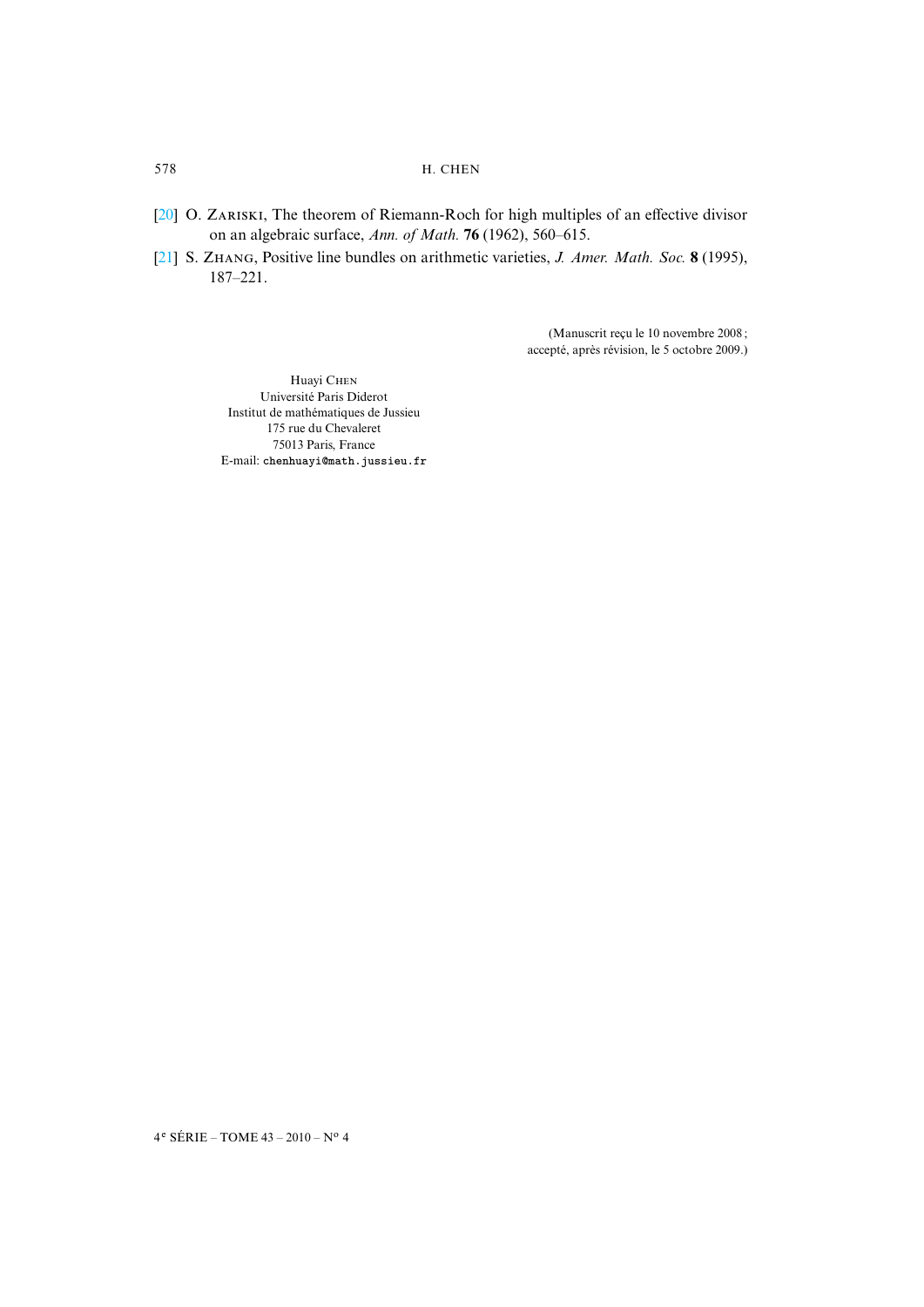[20] O. Zariski, The theorem of Riemann-Roch for high multiples of an effective divisor on an algebraic surface, *Ann. of Math.* **76** (1962), 560–615.

[21] S. Zhang, Positive line bundles on arithmetic varieties, *J. Amer. Math. Soc.* **8** (1995), 187–221.

(Manuscrit reçu le 10 novembre 2008 ;
accepté, après révision, le 5 octobre 2009.)

Huayi Chen
Université Paris Diderot
Institut de mathématiques de Jussieu
175 rue du Chevaleret
75013 Paris, France
E-mail: chenhuayi@math.jussieu.fr